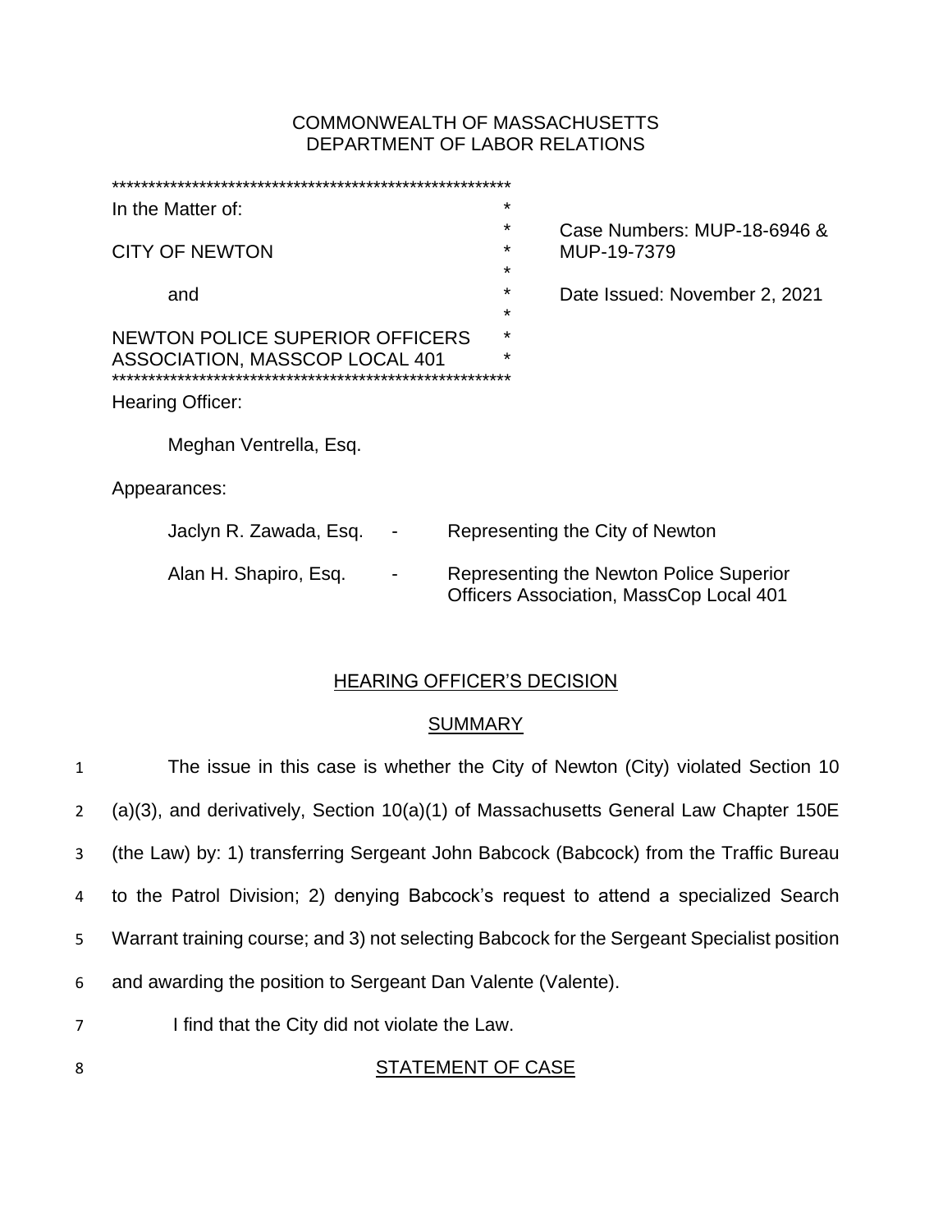COMMONWEALTH OF MASSACHUSETTS
DEPARTMENT OF LABOR RELATIONS

| | |
|---|---|
| In the Matter of: | Case Numbers: MUP-18-6946 & MUP-19-7379 |
| CITY OF NEWTON | |
| and | Date Issued: November 2, 2021 |
| NEWTON POLICE SUPERIOR OFFICERS ASSOCIATION, MASSCOP LOCAL 401 | |

Hearing Officer:

Meghan Ventrella, Esq.

Appearances:

| | | |
|---|---|---|
| Jaclyn R. Zawada, Esq. | - | Representing the City of Newton |
| Alan H. Shapiro, Esq. | - | Representing the Newton Police Superior Officers Association, MassCop Local 401 |

## HEARING OFFICER'S DECISION

### SUMMARY

The issue in this case is whether the City of Newton (City) violated Section 10 (a)(3), and derivatively, Section 10(a)(1) of Massachusetts General Law Chapter 150E (the Law) by: 1) transferring Sergeant John Babcock (Babcock) from the Traffic Bureau to the Patrol Division; 2) denying Babcock's request to attend a specialized Search Warrant training course; and 3) not selecting Babcock for the Sergeant Specialist position and awarding the position to Sergeant Dan Valente (Valente).

I find that the City did not violate the Law.

### STATEMENT OF CASE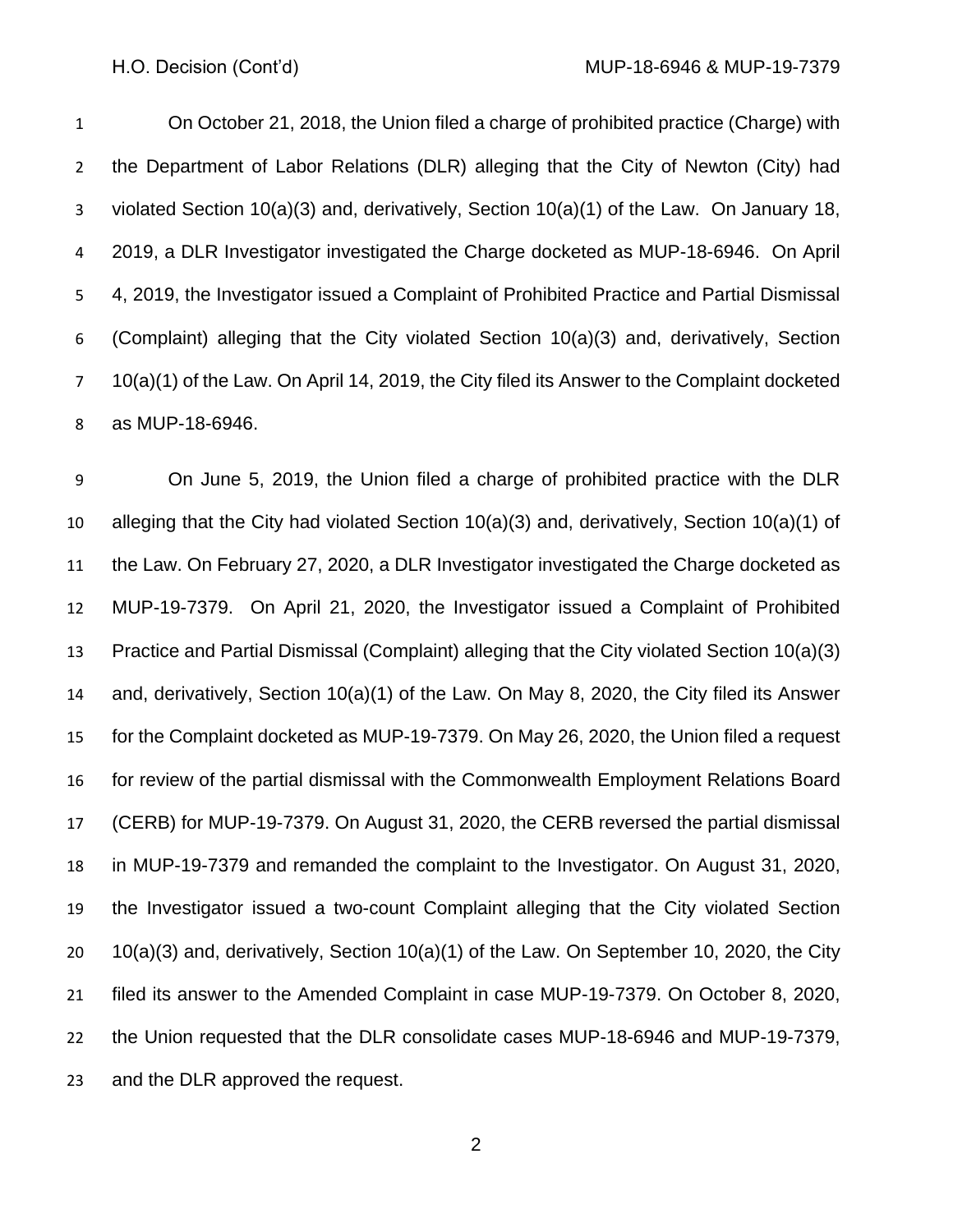On October 21, 2018, the Union filed a charge of prohibited practice (Charge) with the Department of Labor Relations (DLR) alleging that the City of Newton (City) had violated Section 10(a)(3) and, derivatively, Section 10(a)(1) of the Law. On January 18, 2019, a DLR Investigator investigated the Charge docketed as MUP-18-6946. On April 4, 2019, the Investigator issued a Complaint of Prohibited Practice and Partial Dismissal (Complaint) alleging that the City violated Section 10(a)(3) and, derivatively, Section 10(a)(1) of the Law. On April 14, 2019, the City filed its Answer to the Complaint docketed as MUP-18-6946.

On June 5, 2019, the Union filed a charge of prohibited practice with the DLR alleging that the City had violated Section 10(a)(3) and, derivatively, Section 10(a)(1) of the Law. On February 27, 2020, a DLR Investigator investigated the Charge docketed as MUP-19-7379. On April 21, 2020, the Investigator issued a Complaint of Prohibited Practice and Partial Dismissal (Complaint) alleging that the City violated Section 10(a)(3) and, derivatively, Section 10(a)(1) of the Law. On May 8, 2020, the City filed its Answer for the Complaint docketed as MUP-19-7379. On May 26, 2020, the Union filed a request for review of the partial dismissal with the Commonwealth Employment Relations Board (CERB) for MUP-19-7379. On August 31, 2020, the CERB reversed the partial dismissal in MUP-19-7379 and remanded the complaint to the Investigator. On August 31, 2020, the Investigator issued a two-count Complaint alleging that the City violated Section 10(a)(3) and, derivatively, Section 10(a)(1) of the Law. On September 10, 2020, the City filed its answer to the Amended Complaint in case MUP-19-7379. On October 8, 2020, the Union requested that the DLR consolidate cases MUP-18-6946 and MUP-19-7379, and the DLR approved the request.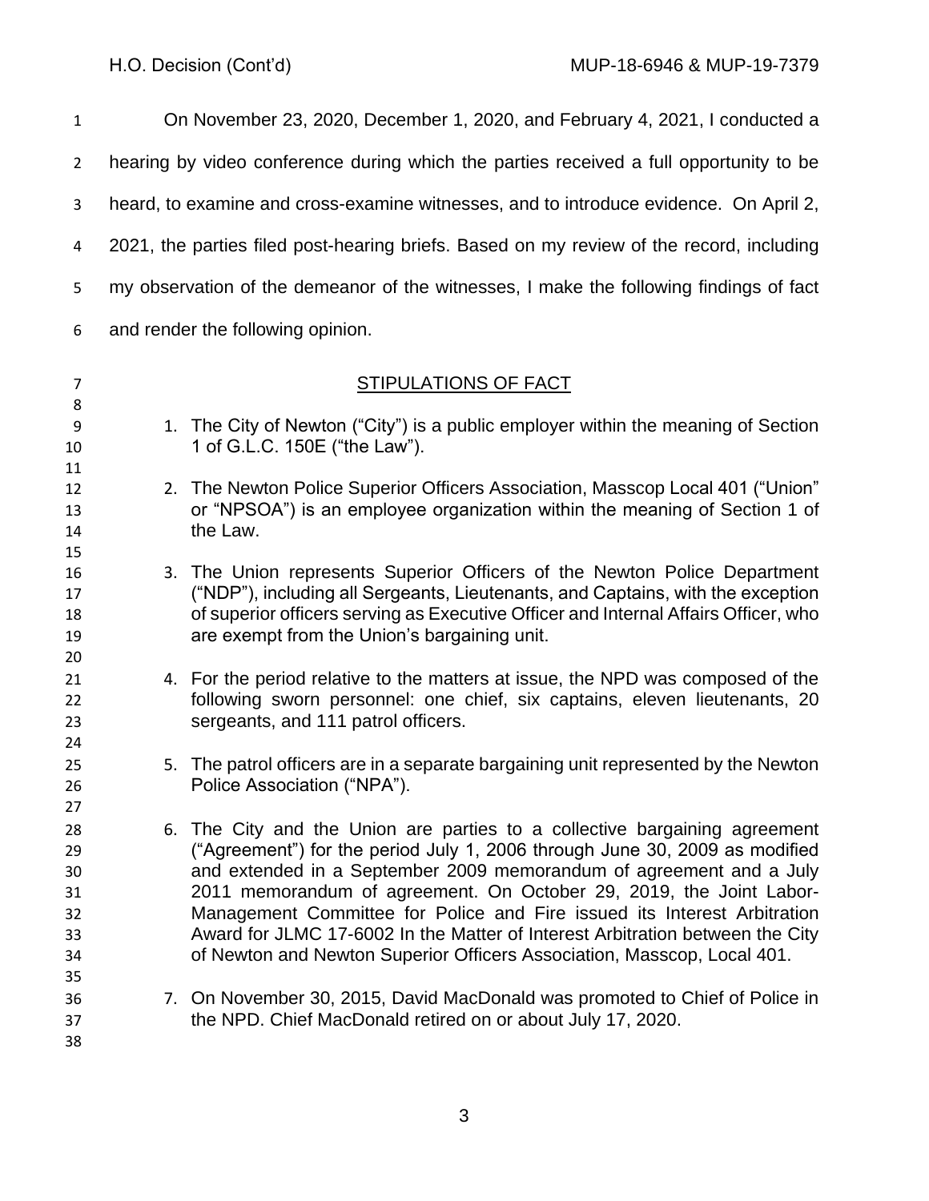On November 23, 2020, December 1, 2020, and February 4, 2021, I conducted a hearing by video conference during which the parties received a full opportunity to be heard, to examine and cross-examine witnesses, and to introduce evidence. On April 2, 2021, the parties filed post-hearing briefs. Based on my review of the record, including my observation of the demeanor of the witnesses, I make the following findings of fact and render the following opinion.

## STIPULATIONS OF FACT

1. The City of Newton ("City") is a public employer within the meaning of Section 1 of G.L.C. 150E ("the Law").

2. The Newton Police Superior Officers Association, Masscop Local 401 ("Union" or "NPSOA") is an employee organization within the meaning of Section 1 of the Law.

3. The Union represents Superior Officers of the Newton Police Department ("NDP"), including all Sergeants, Lieutenants, and Captains, with the exception of superior officers serving as Executive Officer and Internal Affairs Officer, who are exempt from the Union's bargaining unit.

4. For the period relative to the matters at issue, the NPD was composed of the following sworn personnel: one chief, six captains, eleven lieutenants, 20 sergeants, and 111 patrol officers.

5. The patrol officers are in a separate bargaining unit represented by the Newton Police Association ("NPA").

6. The City and the Union are parties to a collective bargaining agreement ("Agreement") for the period July 1, 2006 through June 30, 2009 as modified and extended in a September 2009 memorandum of agreement and a July 2011 memorandum of agreement. On October 29, 2019, the Joint Labor-Management Committee for Police and Fire issued its Interest Arbitration Award for JLMC 17-6002 In the Matter of Interest Arbitration between the City of Newton and Newton Superior Officers Association, Masscop, Local 401.

7. On November 30, 2015, David MacDonald was promoted to Chief of Police in the NPD. Chief MacDonald retired on or about July 17, 2020.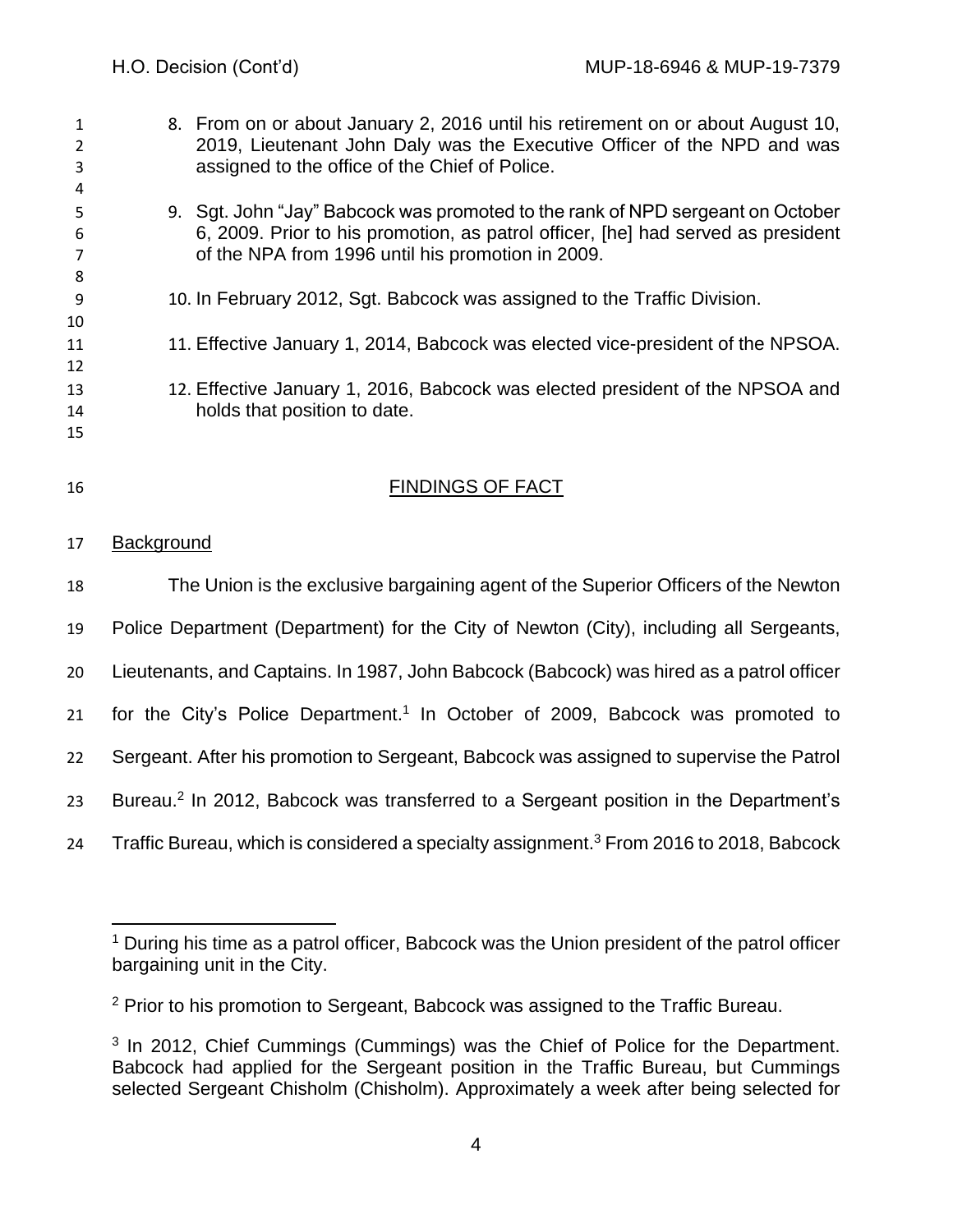8. From on or about January 2, 2016 until his retirement on or about August 10, 2019, Lieutenant John Daly was the Executive Officer of the NPD and was assigned to the office of the Chief of Police.

9. Sgt. John "Jay" Babcock was promoted to the rank of NPD sergeant on October 6, 2009. Prior to his promotion, as patrol officer, [he] had served as president of the NPA from 1996 until his promotion in 2009.

10. In February 2012, Sgt. Babcock was assigned to the Traffic Division.

11. Effective January 1, 2014, Babcock was elected vice-president of the NPSOA.

12. Effective January 1, 2016, Babcock was elected president of the NPSOA and holds that position to date.

## FINDINGS OF FACT

### Background

The Union is the exclusive bargaining agent of the Superior Officers of the Newton Police Department (Department) for the City of Newton (City), including all Sergeants, Lieutenants, and Captains. In 1987, John Babcock (Babcock) was hired as a patrol officer for the City's Police Department.[1] In October of 2009, Babcock was promoted to Sergeant. After his promotion to Sergeant, Babcock was assigned to supervise the Patrol Bureau.[2] In 2012, Babcock was transferred to a Sergeant position in the Department's Traffic Bureau, which is considered a specialty assignment.[3] From 2016 to 2018, Babcock

[1] During his time as a patrol officer, Babcock was the Union president of the patrol officer bargaining unit in the City.

[2] Prior to his promotion to Sergeant, Babcock was assigned to the Traffic Bureau.

[3] In 2012, Chief Cummings (Cummings) was the Chief of Police for the Department. Babcock had applied for the Sergeant position in the Traffic Bureau, but Cummings selected Sergeant Chisholm (Chisholm). Approximately a week after being selected for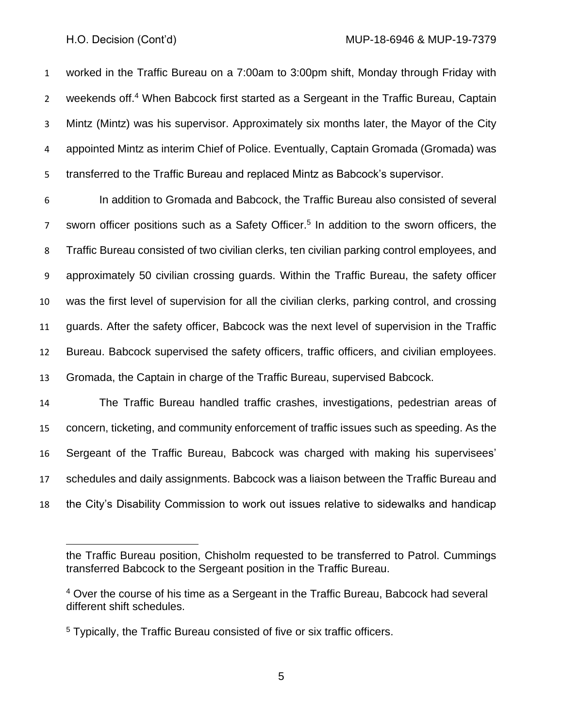worked in the Traffic Bureau on a 7:00am to 3:00pm shift, Monday through Friday with weekends off.[4] When Babcock first started as a Sergeant in the Traffic Bureau, Captain Mintz (Mintz) was his supervisor. Approximately six months later, the Mayor of the City appointed Mintz as interim Chief of Police. Eventually, Captain Gromada (Gromada) was transferred to the Traffic Bureau and replaced Mintz as Babcock's supervisor.

In addition to Gromada and Babcock, the Traffic Bureau also consisted of several sworn officer positions such as a Safety Officer.[5] In addition to the sworn officers, the Traffic Bureau consisted of two civilian clerks, ten civilian parking control employees, and approximately 50 civilian crossing guards. Within the Traffic Bureau, the safety officer was the first level of supervision for all the civilian clerks, parking control, and crossing guards. After the safety officer, Babcock was the next level of supervision in the Traffic Bureau. Babcock supervised the safety officers, traffic officers, and civilian employees. Gromada, the Captain in charge of the Traffic Bureau, supervised Babcock.

The Traffic Bureau handled traffic crashes, investigations, pedestrian areas of concern, ticketing, and community enforcement of traffic issues such as speeding. As the Sergeant of the Traffic Bureau, Babcock was charged with making his supervisees' schedules and daily assignments. Babcock was a liaison between the Traffic Bureau and the City's Disability Commission to work out issues relative to sidewalks and handicap

---

the Traffic Bureau position, Chisholm requested to be transferred to Patrol. Cummings transferred Babcock to the Sergeant position in the Traffic Bureau.

[4] Over the course of his time as a Sergeant in the Traffic Bureau, Babcock had several different shift schedules.

[5] Typically, the Traffic Bureau consisted of five or six traffic officers.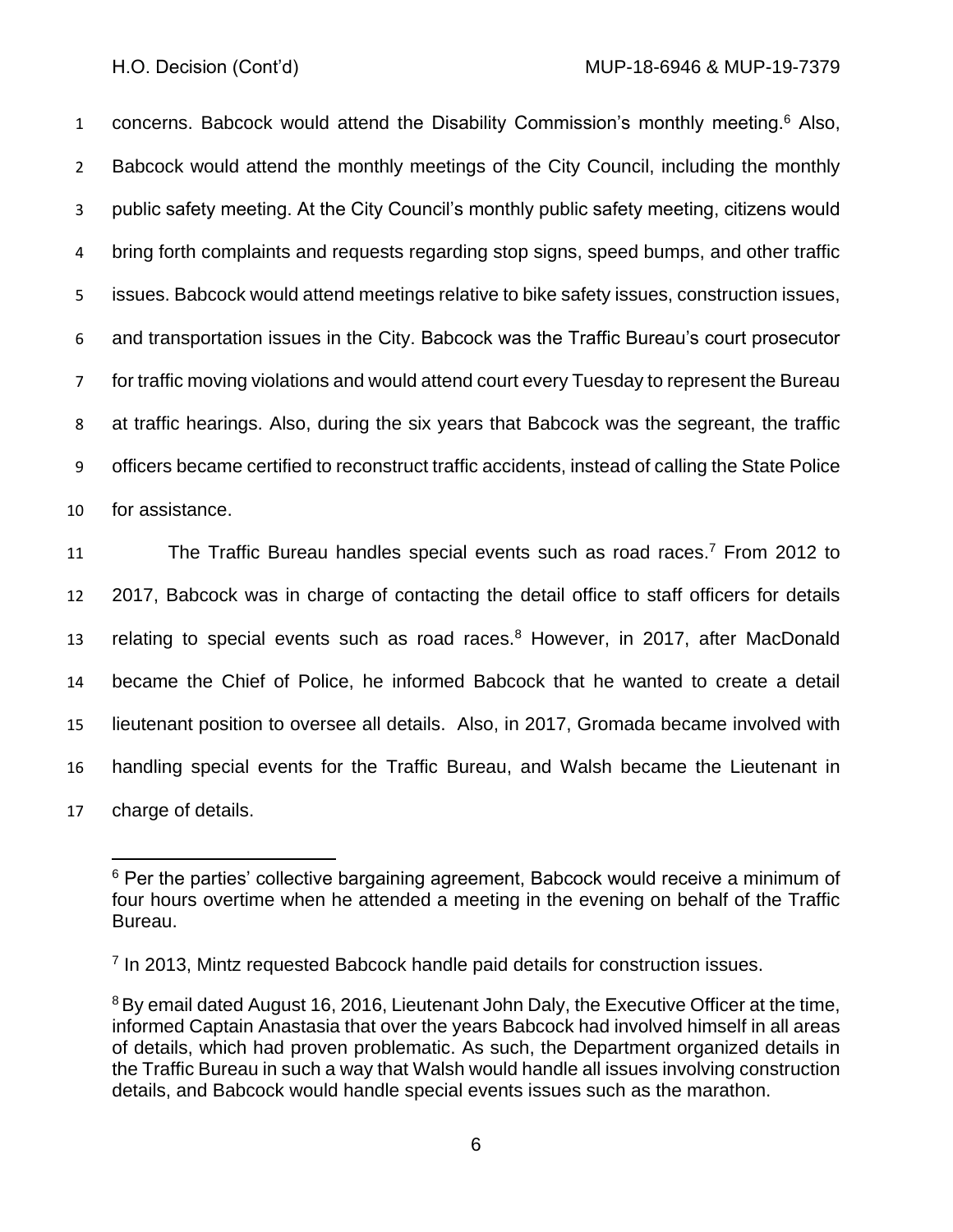concerns. Babcock would attend the Disability Commission's monthly meeting.[6] Also, Babcock would attend the monthly meetings of the City Council, including the monthly public safety meeting. At the City Council's monthly public safety meeting, citizens would bring forth complaints and requests regarding stop signs, speed bumps, and other traffic issues. Babcock would attend meetings relative to bike safety issues, construction issues, and transportation issues in the City. Babcock was the Traffic Bureau's court prosecutor for traffic moving violations and would attend court every Tuesday to represent the Bureau at traffic hearings. Also, during the six years that Babcock was the segreant, the traffic officers became certified to reconstruct traffic accidents, instead of calling the State Police for assistance.

The Traffic Bureau handles special events such as road races.[7] From 2012 to 2017, Babcock was in charge of contacting the detail office to staff officers for details relating to special events such as road races.[8] However, in 2017, after MacDonald became the Chief of Police, he informed Babcock that he wanted to create a detail lieutenant position to oversee all details. Also, in 2017, Gromada became involved with handling special events for the Traffic Bureau, and Walsh became the Lieutenant in charge of details.

---

[6] Per the parties' collective bargaining agreement, Babcock would receive a minimum of four hours overtime when he attended a meeting in the evening on behalf of the Traffic Bureau.

[7] In 2013, Mintz requested Babcock handle paid details for construction issues.

[8] By email dated August 16, 2016, Lieutenant John Daly, the Executive Officer at the time, informed Captain Anastasia that over the years Babcock had involved himself in all areas of details, which had proven problematic. As such, the Department organized details in the Traffic Bureau in such a way that Walsh would handle all issues involving construction details, and Babcock would handle special events issues such as the marathon.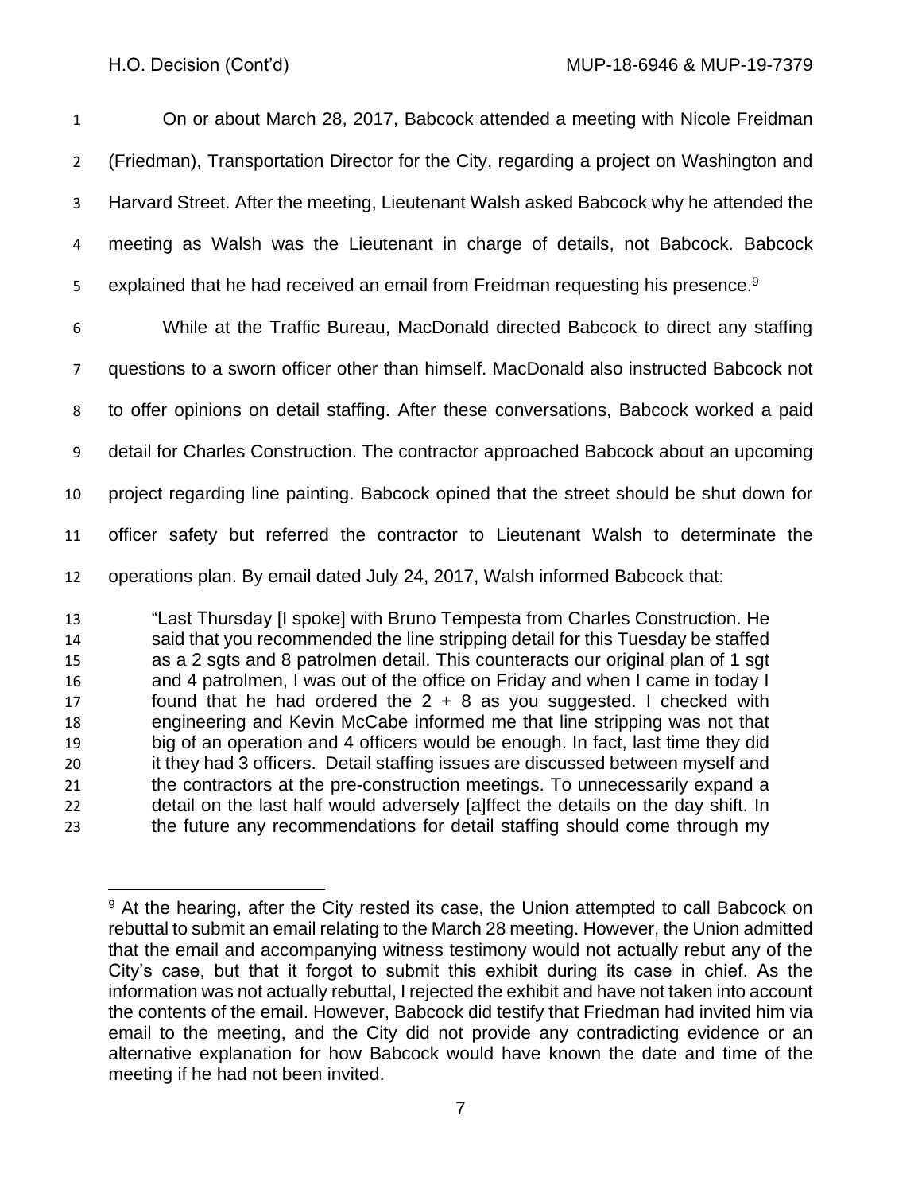On or about March 28, 2017, Babcock attended a meeting with Nicole Freidman (Friedman), Transportation Director for the City, regarding a project on Washington and Harvard Street. After the meeting, Lieutenant Walsh asked Babcock why he attended the meeting as Walsh was the Lieutenant in charge of details, not Babcock. Babcock explained that he had received an email from Freidman requesting his presence.[9]

While at the Traffic Bureau, MacDonald directed Babcock to direct any staffing questions to a sworn officer other than himself. MacDonald also instructed Babcock not to offer opinions on detail staffing. After these conversations, Babcock worked a paid detail for Charles Construction. The contractor approached Babcock about an upcoming project regarding line painting. Babcock opined that the street should be shut down for officer safety but referred the contractor to Lieutenant Walsh to determinate the operations plan. By email dated July 24, 2017, Walsh informed Babcock that:

> "Last Thursday [I spoke] with Bruno Tempesta from Charles Construction. He said that you recommended the line stripping detail for this Tuesday be staffed as a 2 sgts and 8 patrolmen detail. This counteracts our original plan of 1 sgt and 4 patrolmen, I was out of the office on Friday and when I came in today I found that he had ordered the 2 + 8 as you suggested. I checked with engineering and Kevin McCabe informed me that line stripping was not that big of an operation and 4 officers would be enough. In fact, last time they did it they had 3 officers. Detail staffing issues are discussed between myself and the contractors at the pre-construction meetings. To unnecessarily expand a detail on the last half would adversely [a]ffect the details on the day shift. In the future any recommendations for detail staffing should come through my

---

[9] At the hearing, after the City rested its case, the Union attempted to call Babcock on rebuttal to submit an email relating to the March 28 meeting. However, the Union admitted that the email and accompanying witness testimony would not actually rebut any of the City's case, but that it forgot to submit this exhibit during its case in chief. As the information was not actually rebuttal, I rejected the exhibit and have not taken into account the contents of the email. However, Babcock did testify that Friedman had invited him via email to the meeting, and the City did not provide any contradicting evidence or an alternative explanation for how Babcock would have known the date and time of the meeting if he had not been invited.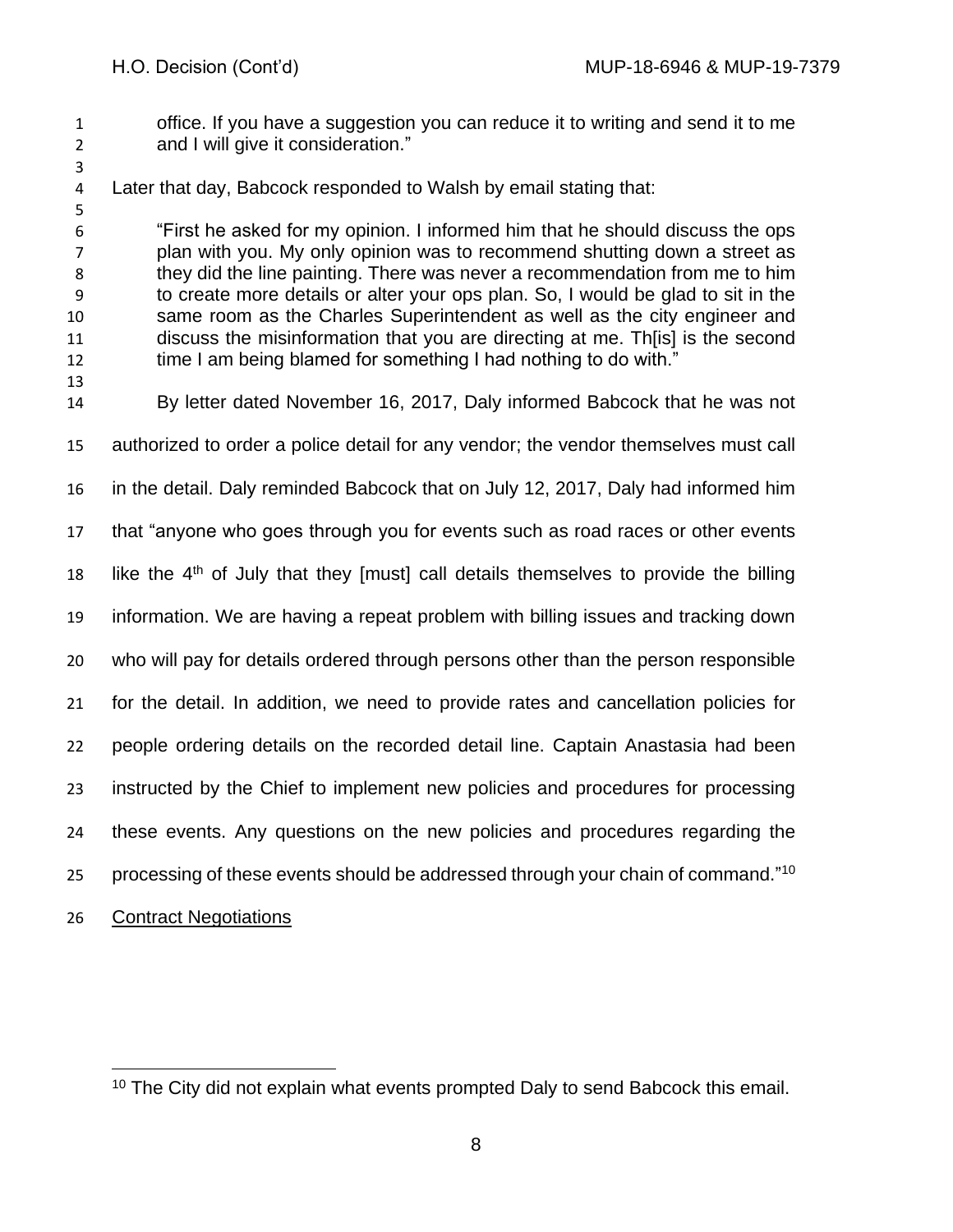office. If you have a suggestion you can reduce it to writing and send it to me and I will give it consideration."

Later that day, Babcock responded to Walsh by email stating that:

> "First he asked for my opinion. I informed him that he should discuss the ops plan with you. My only opinion was to recommend shutting down a street as they did the line painting. There was never a recommendation from me to him to create more details or alter your ops plan. So, I would be glad to sit in the same room as the Charles Superintendent as well as the city engineer and discuss the misinformation that you are directing at me. Th[is] is the second time I am being blamed for something I had nothing to do with."

By letter dated November 16, 2017, Daly informed Babcock that he was not authorized to order a police detail for any vendor; the vendor themselves must call in the detail. Daly reminded Babcock that on July 12, 2017, Daly had informed him that "anyone who goes through you for events such as road races or other events like the 4th of July that they [must] call details themselves to provide the billing information. We are having a repeat problem with billing issues and tracking down who will pay for details ordered through persons other than the person responsible for the detail. In addition, we need to provide rates and cancellation policies for people ordering details on the recorded detail line. Captain Anastasia had been instructed by the Chief to implement new policies and procedures for processing these events. Any questions on the new policies and procedures regarding the processing of these events should be addressed through your chain of command."[10]

<u>Contract Negotiations</u>

---

[10] The City did not explain what events prompted Daly to send Babcock this email.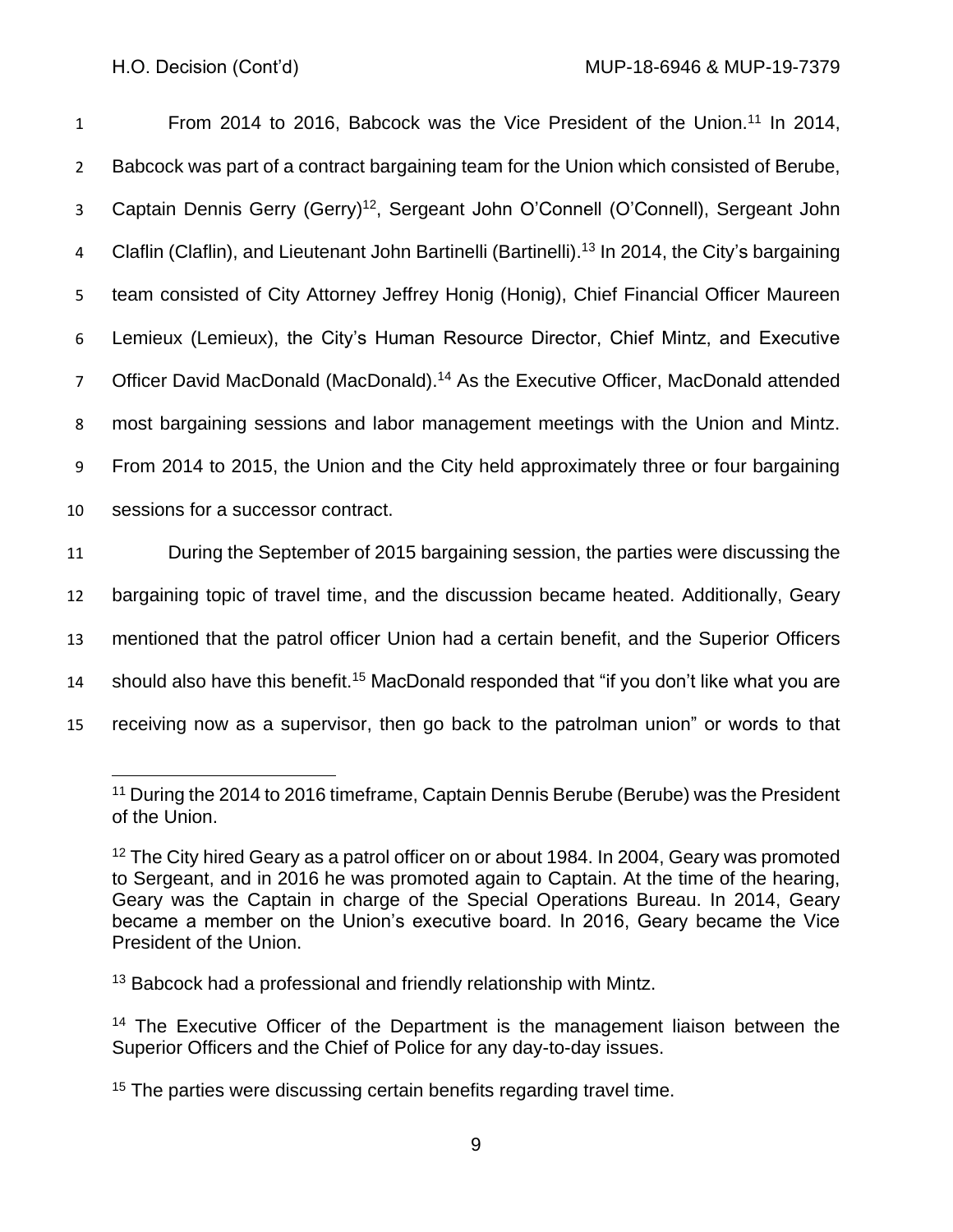From 2014 to 2016, Babcock was the Vice President of the Union.[11] In 2014, Babcock was part of a contract bargaining team for the Union which consisted of Berube, Captain Dennis Gerry (Gerry)[12], Sergeant John O'Connell (O'Connell), Sergeant John Claflin (Claflin), and Lieutenant John Bartinelli (Bartinelli).[13] In 2014, the City's bargaining team consisted of City Attorney Jeffrey Honig (Honig), Chief Financial Officer Maureen Lemieux (Lemieux), the City's Human Resource Director, Chief Mintz, and Executive Officer David MacDonald (MacDonald).[14] As the Executive Officer, MacDonald attended most bargaining sessions and labor management meetings with the Union and Mintz. From 2014 to 2015, the Union and the City held approximately three or four bargaining sessions for a successor contract.

During the September of 2015 bargaining session, the parties were discussing the bargaining topic of travel time, and the discussion became heated. Additionally, Geary mentioned that the patrol officer Union had a certain benefit, and the Superior Officers should also have this benefit.[15] MacDonald responded that "if you don't like what you are receiving now as a supervisor, then go back to the patrolman union" or words to that

---

[11] During the 2014 to 2016 timeframe, Captain Dennis Berube (Berube) was the President of the Union.

[12] The City hired Geary as a patrol officer on or about 1984. In 2004, Geary was promoted to Sergeant, and in 2016 he was promoted again to Captain. At the time of the hearing, Geary was the Captain in charge of the Special Operations Bureau. In 2014, Geary became a member on the Union's executive board. In 2016, Geary became the Vice President of the Union.

[13] Babcock had a professional and friendly relationship with Mintz.

[14] The Executive Officer of the Department is the management liaison between the Superior Officers and the Chief of Police for any day-to-day issues.

[15] The parties were discussing certain benefits regarding travel time.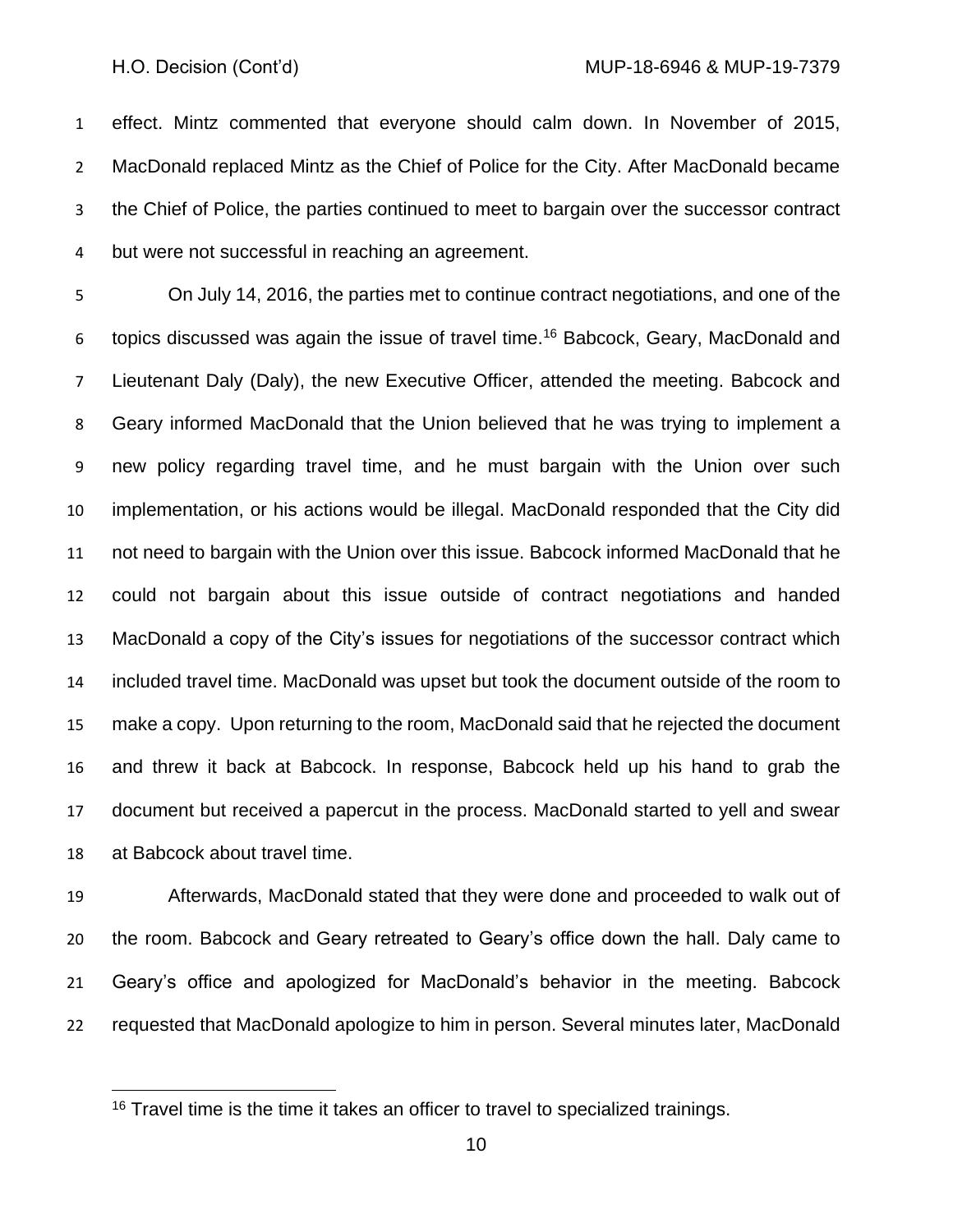effect. Mintz commented that everyone should calm down. In November of 2015, MacDonald replaced Mintz as the Chief of Police for the City. After MacDonald became the Chief of Police, the parties continued to meet to bargain over the successor contract but were not successful in reaching an agreement.

On July 14, 2016, the parties met to continue contract negotiations, and one of the topics discussed was again the issue of travel time.[16] Babcock, Geary, MacDonald and Lieutenant Daly (Daly), the new Executive Officer, attended the meeting. Babcock and Geary informed MacDonald that the Union believed that he was trying to implement a new policy regarding travel time, and he must bargain with the Union over such implementation, or his actions would be illegal. MacDonald responded that the City did not need to bargain with the Union over this issue. Babcock informed MacDonald that he could not bargain about this issue outside of contract negotiations and handed MacDonald a copy of the City's issues for negotiations of the successor contract which included travel time. MacDonald was upset but took the document outside of the room to make a copy. Upon returning to the room, MacDonald said that he rejected the document and threw it back at Babcock. In response, Babcock held up his hand to grab the document but received a papercut in the process. MacDonald started to yell and swear at Babcock about travel time.

Afterwards, MacDonald stated that they were done and proceeded to walk out of the room. Babcock and Geary retreated to Geary's office down the hall. Daly came to Geary's office and apologized for MacDonald's behavior in the meeting. Babcock requested that MacDonald apologize to him in person. Several minutes later, MacDonald

[16] Travel time is the time it takes an officer to travel to specialized trainings.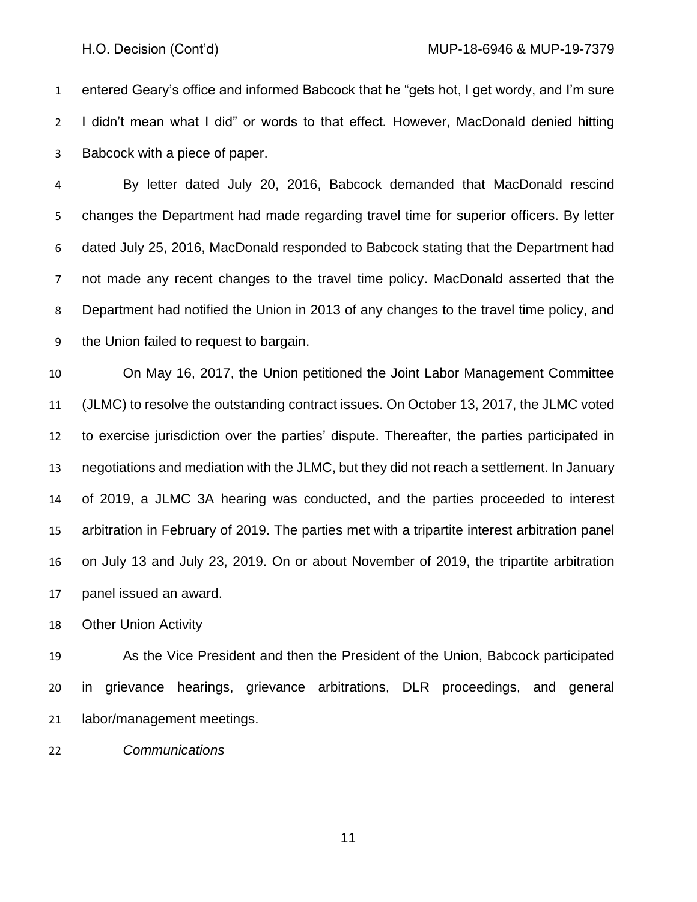entered Geary's office and informed Babcock that he "gets hot, I get wordy, and I'm sure I didn't mean what I did" or words to that effect. However, MacDonald denied hitting Babcock with a piece of paper.

By letter dated July 20, 2016, Babcock demanded that MacDonald rescind changes the Department had made regarding travel time for superior officers. By letter dated July 25, 2016, MacDonald responded to Babcock stating that the Department had not made any recent changes to the travel time policy. MacDonald asserted that the Department had notified the Union in 2013 of any changes to the travel time policy, and the Union failed to request to bargain.

On May 16, 2017, the Union petitioned the Joint Labor Management Committee (JLMC) to resolve the outstanding contract issues. On October 13, 2017, the JLMC voted to exercise jurisdiction over the parties' dispute. Thereafter, the parties participated in negotiations and mediation with the JLMC, but they did not reach a settlement. In January of 2019, a JLMC 3A hearing was conducted, and the parties proceeded to interest arbitration in February of 2019. The parties met with a tripartite interest arbitration panel on July 13 and July 23, 2019. On or about November of 2019, the tripartite arbitration panel issued an award.

Other Union Activity

As the Vice President and then the President of the Union, Babcock participated in grievance hearings, grievance arbitrations, DLR proceedings, and general labor/management meetings.

*Communications*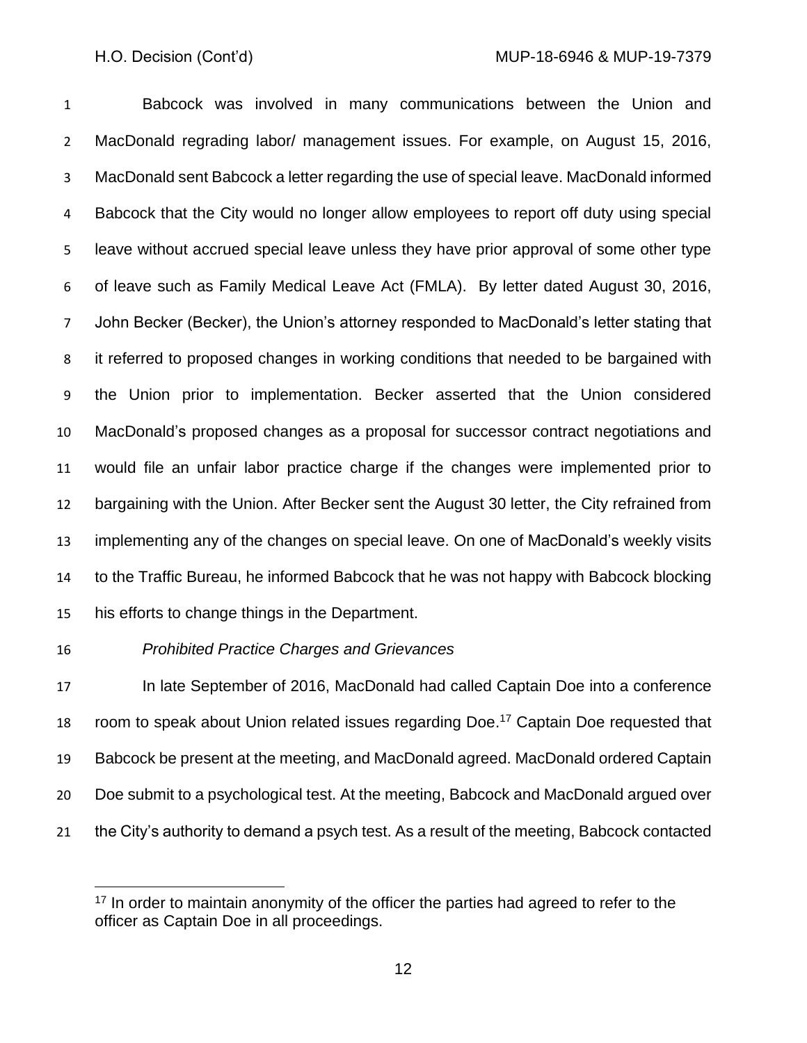Babcock was involved in many communications between the Union and MacDonald regrading labor/ management issues. For example, on August 15, 2016, MacDonald sent Babcock a letter regarding the use of special leave. MacDonald informed Babcock that the City would no longer allow employees to report off duty using special leave without accrued special leave unless they have prior approval of some other type of leave such as Family Medical Leave Act (FMLA). By letter dated August 30, 2016, John Becker (Becker), the Union's attorney responded to MacDonald's letter stating that it referred to proposed changes in working conditions that needed to be bargained with the Union prior to implementation. Becker asserted that the Union considered MacDonald's proposed changes as a proposal for successor contract negotiations and would file an unfair labor practice charge if the changes were implemented prior to bargaining with the Union. After Becker sent the August 30 letter, the City refrained from implementing any of the changes on special leave. On one of MacDonald's weekly visits to the Traffic Bureau, he informed Babcock that he was not happy with Babcock blocking his efforts to change things in the Department.

*Prohibited Practice Charges and Grievances*

In late September of 2016, MacDonald had called Captain Doe into a conference room to speak about Union related issues regarding Doe.[17] Captain Doe requested that Babcock be present at the meeting, and MacDonald agreed. MacDonald ordered Captain Doe submit to a psychological test. At the meeting, Babcock and MacDonald argued over the City's authority to demand a psych test. As a result of the meeting, Babcock contacted

---

[17] In order to maintain anonymity of the officer the parties had agreed to refer to the officer as Captain Doe in all proceedings.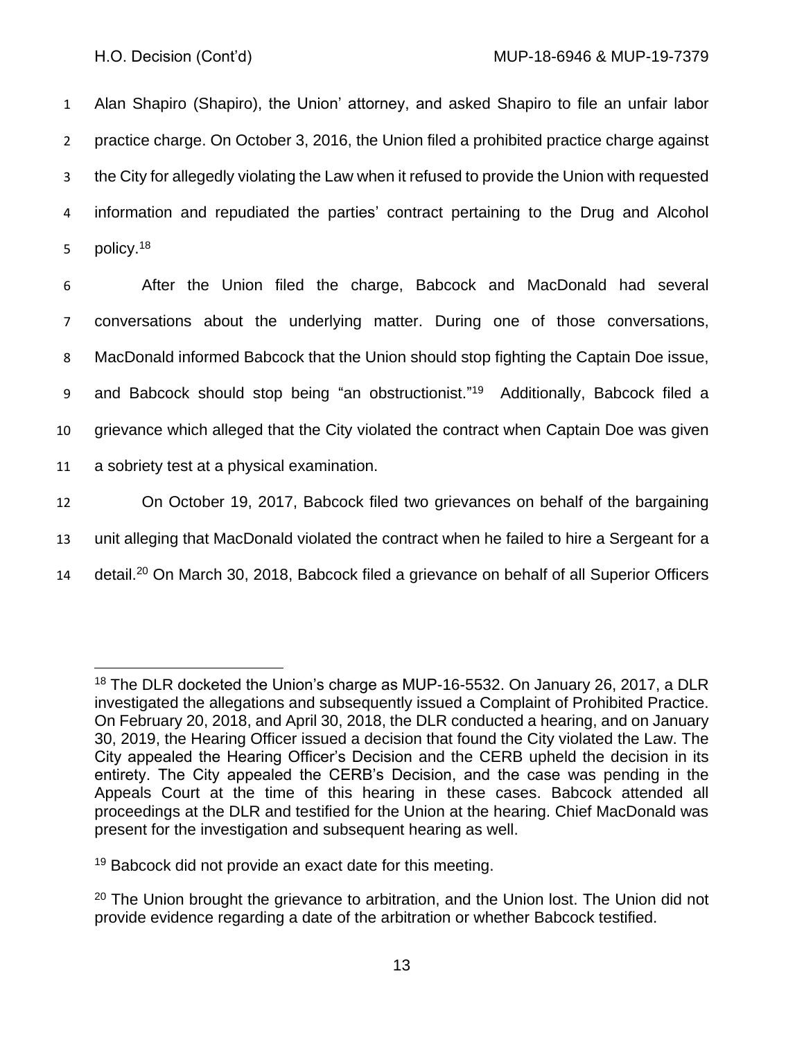Alan Shapiro (Shapiro), the Union' attorney, and asked Shapiro to file an unfair labor practice charge. On October 3, 2016, the Union filed a prohibited practice charge against the City for allegedly violating the Law when it refused to provide the Union with requested information and repudiated the parties' contract pertaining to the Drug and Alcohol policy.[18]

After the Union filed the charge, Babcock and MacDonald had several conversations about the underlying matter. During one of those conversations, MacDonald informed Babcock that the Union should stop fighting the Captain Doe issue, and Babcock should stop being "an obstructionist."[19] Additionally, Babcock filed a grievance which alleged that the City violated the contract when Captain Doe was given a sobriety test at a physical examination.

On October 19, 2017, Babcock filed two grievances on behalf of the bargaining unit alleging that MacDonald violated the contract when he failed to hire a Sergeant for a detail.[20] On March 30, 2018, Babcock filed a grievance on behalf of all Superior Officers

---

[18] The DLR docketed the Union's charge as MUP-16-5532. On January 26, 2017, a DLR investigated the allegations and subsequently issued a Complaint of Prohibited Practice. On February 20, 2018, and April 30, 2018, the DLR conducted a hearing, and on January 30, 2019, the Hearing Officer issued a decision that found the City violated the Law. The City appealed the Hearing Officer's Decision and the CERB upheld the decision in its entirety. The City appealed the CERB's Decision, and the case was pending in the Appeals Court at the time of this hearing in these cases. Babcock attended all proceedings at the DLR and testified for the Union at the hearing. Chief MacDonald was present for the investigation and subsequent hearing as well.

[19] Babcock did not provide an exact date for this meeting.

[20] The Union brought the grievance to arbitration, and the Union lost. The Union did not provide evidence regarding a date of the arbitration or whether Babcock testified.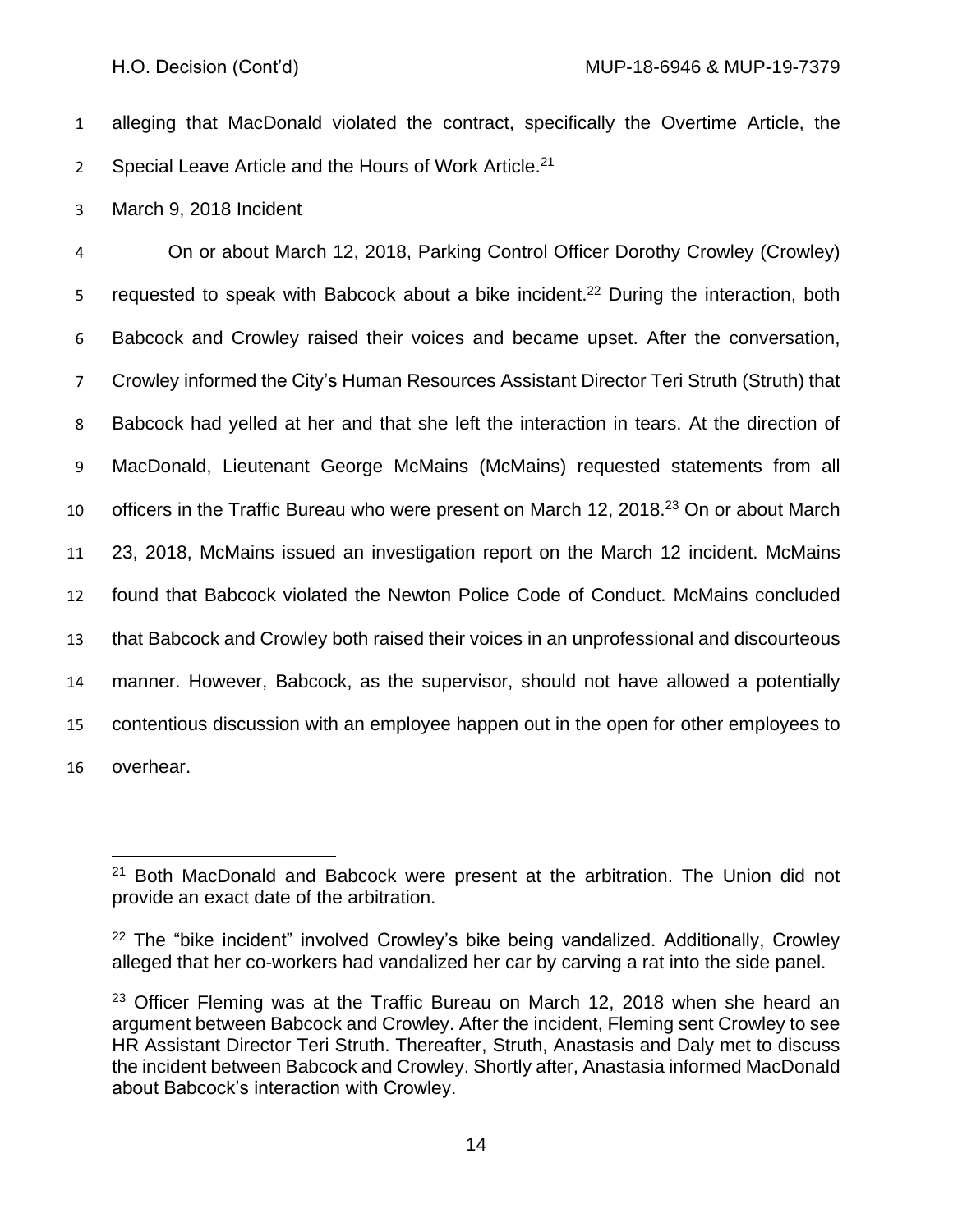alleging that MacDonald violated the contract, specifically the Overtime Article, the Special Leave Article and the Hours of Work Article.[21]

<u>March 9, 2018 Incident</u>

On or about March 12, 2018, Parking Control Officer Dorothy Crowley (Crowley) requested to speak with Babcock about a bike incident.[22] During the interaction, both Babcock and Crowley raised their voices and became upset. After the conversation, Crowley informed the City's Human Resources Assistant Director Teri Struth (Struth) that Babcock had yelled at her and that she left the interaction in tears. At the direction of MacDonald, Lieutenant George McMains (McMains) requested statements from all officers in the Traffic Bureau who were present on March 12, 2018.[23] On or about March 23, 2018, McMains issued an investigation report on the March 12 incident. McMains found that Babcock violated the Newton Police Code of Conduct. McMains concluded that Babcock and Crowley both raised their voices in an unprofessional and discourteous manner. However, Babcock, as the supervisor, should not have allowed a potentially contentious discussion with an employee happen out in the open for other employees to overhear.

---

[21] Both MacDonald and Babcock were present at the arbitration. The Union did not provide an exact date of the arbitration.

[22] The "bike incident" involved Crowley's bike being vandalized. Additionally, Crowley alleged that her co-workers had vandalized her car by carving a rat into the side panel.

[23] Officer Fleming was at the Traffic Bureau on March 12, 2018 when she heard an argument between Babcock and Crowley. After the incident, Fleming sent Crowley to see HR Assistant Director Teri Struth. Thereafter, Struth, Anastasis and Daly met to discuss the incident between Babcock and Crowley. Shortly after, Anastasia informed MacDonald about Babcock's interaction with Crowley.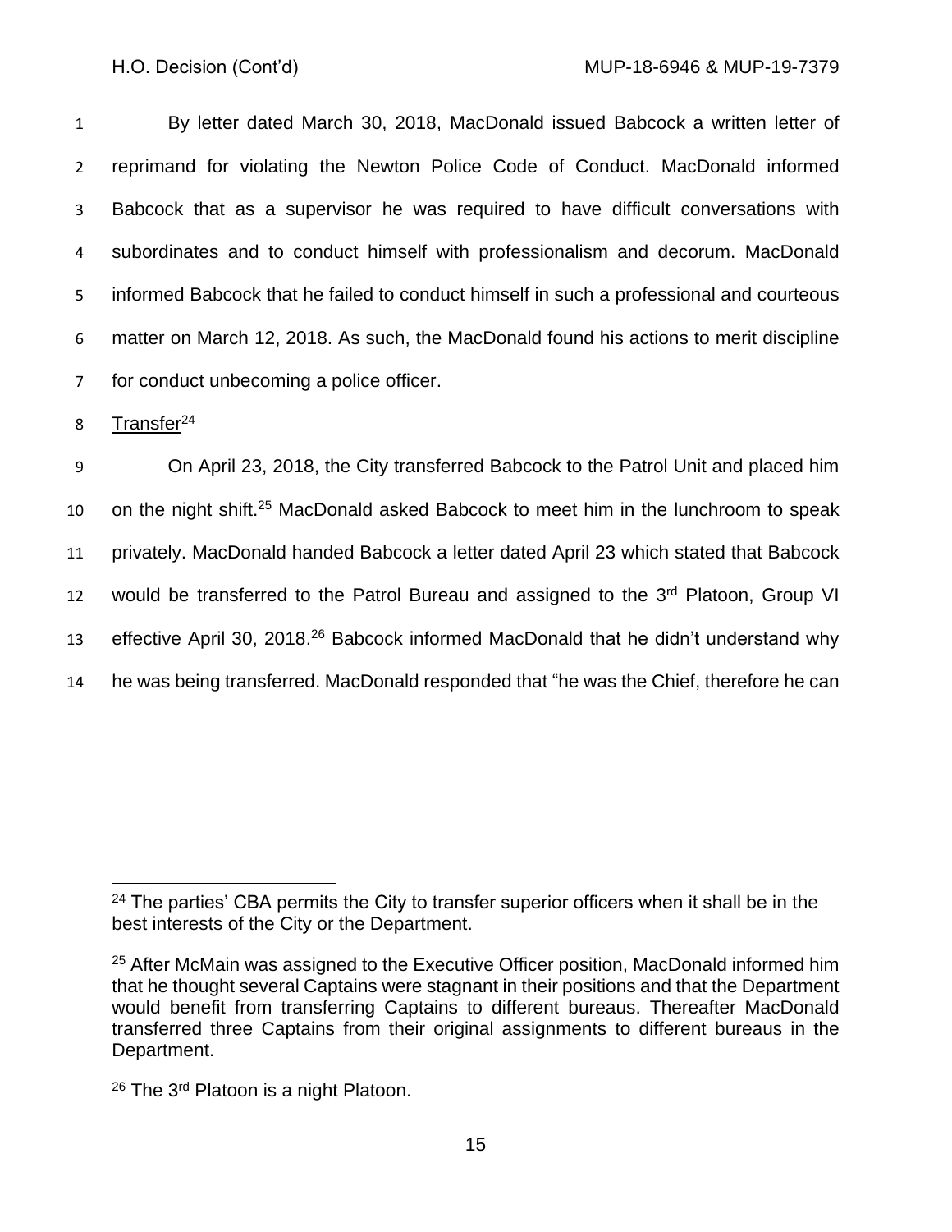By letter dated March 30, 2018, MacDonald issued Babcock a written letter of reprimand for violating the Newton Police Code of Conduct. MacDonald informed Babcock that as a supervisor he was required to have difficult conversations with subordinates and to conduct himself with professionalism and decorum. MacDonald informed Babcock that he failed to conduct himself in such a professional and courteous matter on March 12, 2018. As such, the MacDonald found his actions to merit discipline for conduct unbecoming a police officer.

Transfer[24]

On April 23, 2018, the City transferred Babcock to the Patrol Unit and placed him on the night shift.[25] MacDonald asked Babcock to meet him in the lunchroom to speak privately. MacDonald handed Babcock a letter dated April 23 which stated that Babcock would be transferred to the Patrol Bureau and assigned to the 3rd Platoon, Group VI effective April 30, 2018.[26] Babcock informed MacDonald that he didn't understand why he was being transferred. MacDonald responded that "he was the Chief, therefore he can

---

[24] The parties' CBA permits the City to transfer superior officers when it shall be in the best interests of the City or the Department.

[25] After McMain was assigned to the Executive Officer position, MacDonald informed him that he thought several Captains were stagnant in their positions and that the Department would benefit from transferring Captains to different bureaus. Thereafter MacDonald transferred three Captains from their original assignments to different bureaus in the Department.

[26] The 3rd Platoon is a night Platoon.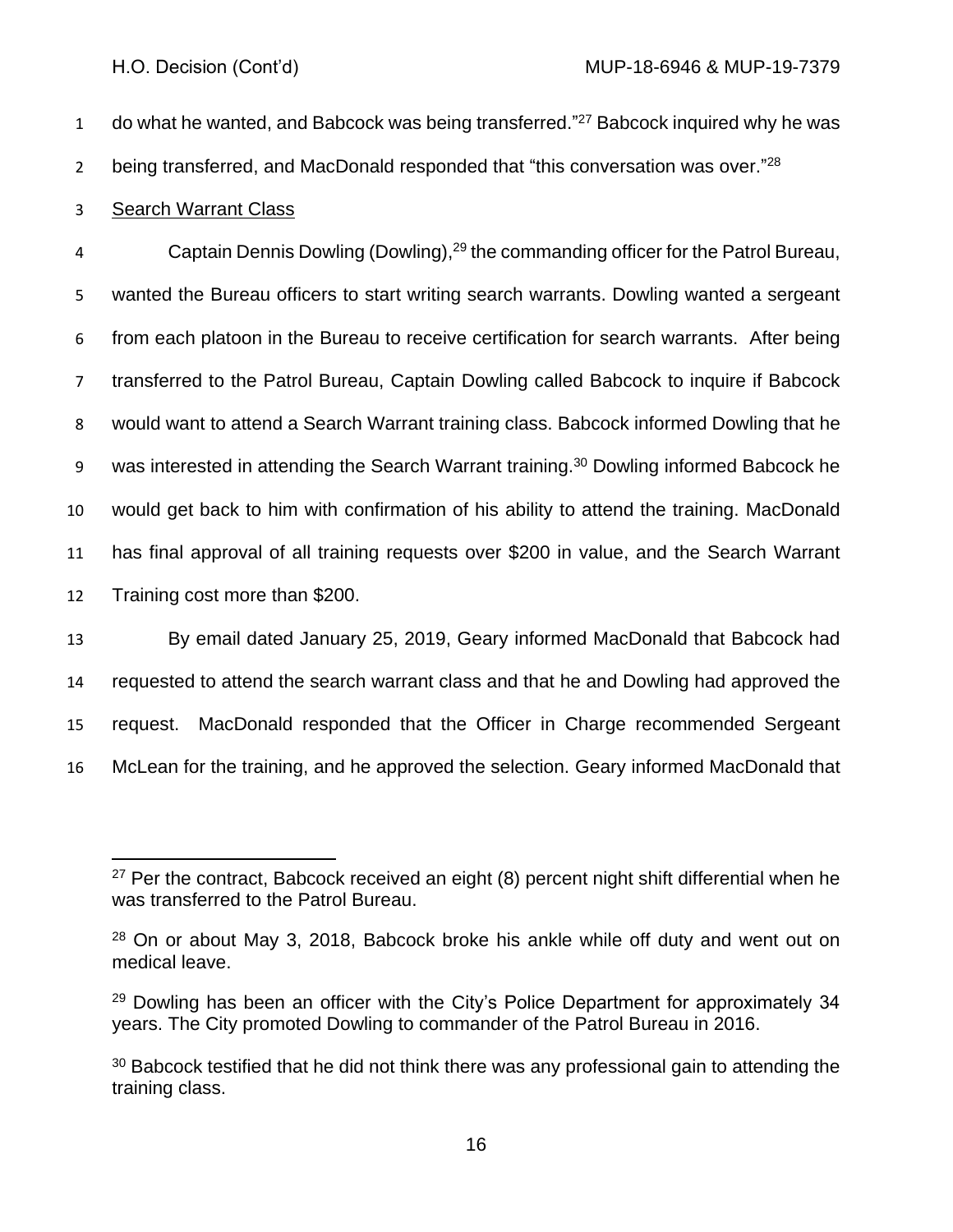do what he wanted, and Babcock was being transferred."[27] Babcock inquired why he was being transferred, and MacDonald responded that "this conversation was over."[28]

Search Warrant Class

Captain Dennis Dowling (Dowling),[29] the commanding officer for the Patrol Bureau, wanted the Bureau officers to start writing search warrants. Dowling wanted a sergeant from each platoon in the Bureau to receive certification for search warrants. After being transferred to the Patrol Bureau, Captain Dowling called Babcock to inquire if Babcock would want to attend a Search Warrant training class. Babcock informed Dowling that he was interested in attending the Search Warrant training.[30] Dowling informed Babcock he would get back to him with confirmation of his ability to attend the training. MacDonald has final approval of all training requests over $200 in value, and the Search Warrant Training cost more than $200.

By email dated January 25, 2019, Geary informed MacDonald that Babcock had requested to attend the search warrant class and that he and Dowling had approved the request. MacDonald responded that the Officer in Charge recommended Sergeant McLean for the training, and he approved the selection. Geary informed MacDonald that

---

[27] Per the contract, Babcock received an eight (8) percent night shift differential when he was transferred to the Patrol Bureau.

[28] On or about May 3, 2018, Babcock broke his ankle while off duty and went out on medical leave.

[29] Dowling has been an officer with the City's Police Department for approximately 34 years. The City promoted Dowling to commander of the Patrol Bureau in 2016.

[30] Babcock testified that he did not think there was any professional gain to attending the training class.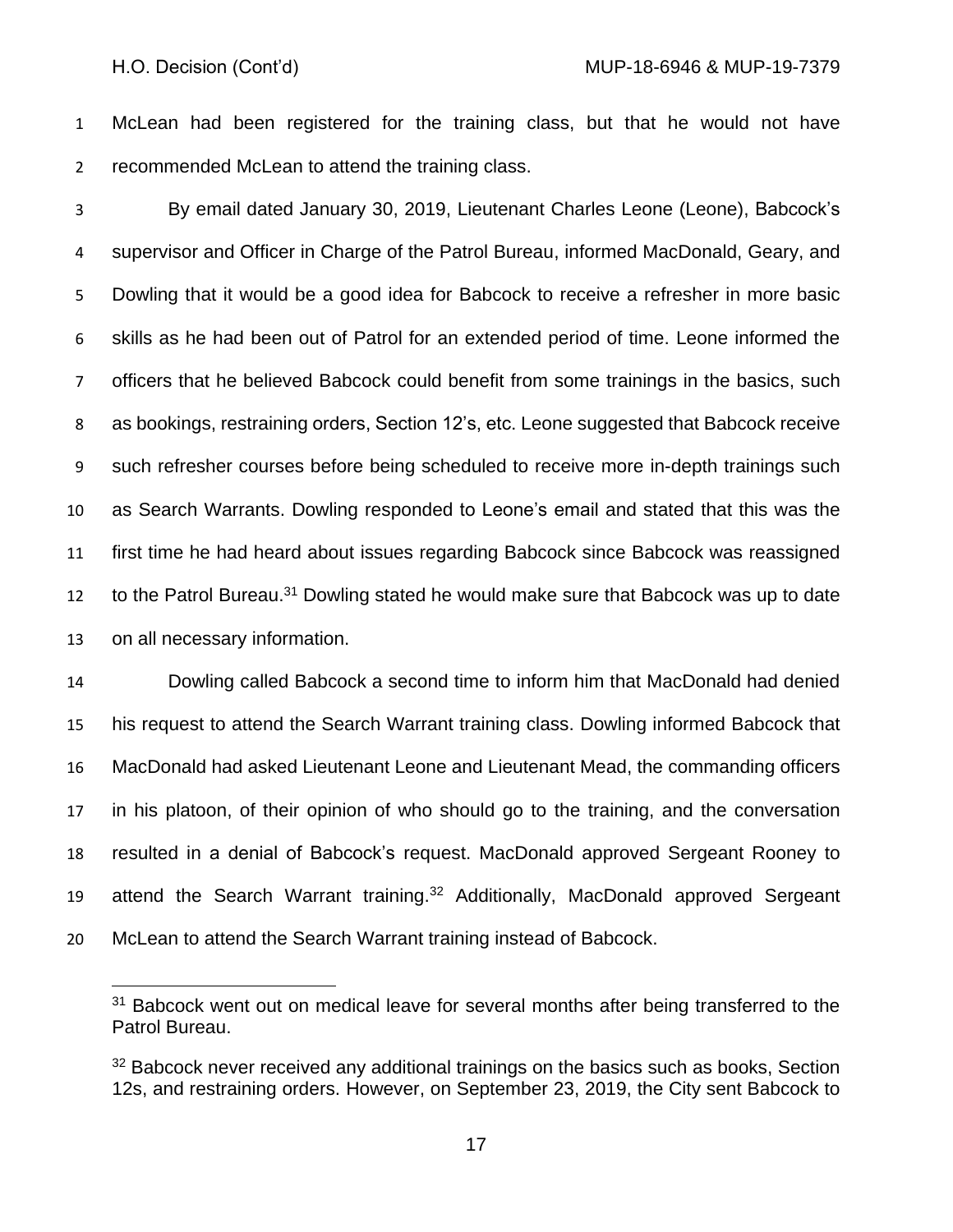McLean had been registered for the training class, but that he would not have recommended McLean to attend the training class.

By email dated January 30, 2019, Lieutenant Charles Leone (Leone), Babcock's supervisor and Officer in Charge of the Patrol Bureau, informed MacDonald, Geary, and Dowling that it would be a good idea for Babcock to receive a refresher in more basic skills as he had been out of Patrol for an extended period of time. Leone informed the officers that he believed Babcock could benefit from some trainings in the basics, such as bookings, restraining orders, Section 12's, etc. Leone suggested that Babcock receive such refresher courses before being scheduled to receive more in-depth trainings such as Search Warrants. Dowling responded to Leone's email and stated that this was the first time he had heard about issues regarding Babcock since Babcock was reassigned to the Patrol Bureau.[31] Dowling stated he would make sure that Babcock was up to date on all necessary information.

Dowling called Babcock a second time to inform him that MacDonald had denied his request to attend the Search Warrant training class. Dowling informed Babcock that MacDonald had asked Lieutenant Leone and Lieutenant Mead, the commanding officers in his platoon, of their opinion of who should go to the training, and the conversation resulted in a denial of Babcock's request. MacDonald approved Sergeant Rooney to attend the Search Warrant training.[32] Additionally, MacDonald approved Sergeant McLean to attend the Search Warrant training instead of Babcock.

---

[31] Babcock went out on medical leave for several months after being transferred to the Patrol Bureau.

[32] Babcock never received any additional trainings on the basics such as books, Section 12s, and restraining orders. However, on September 23, 2019, the City sent Babcock to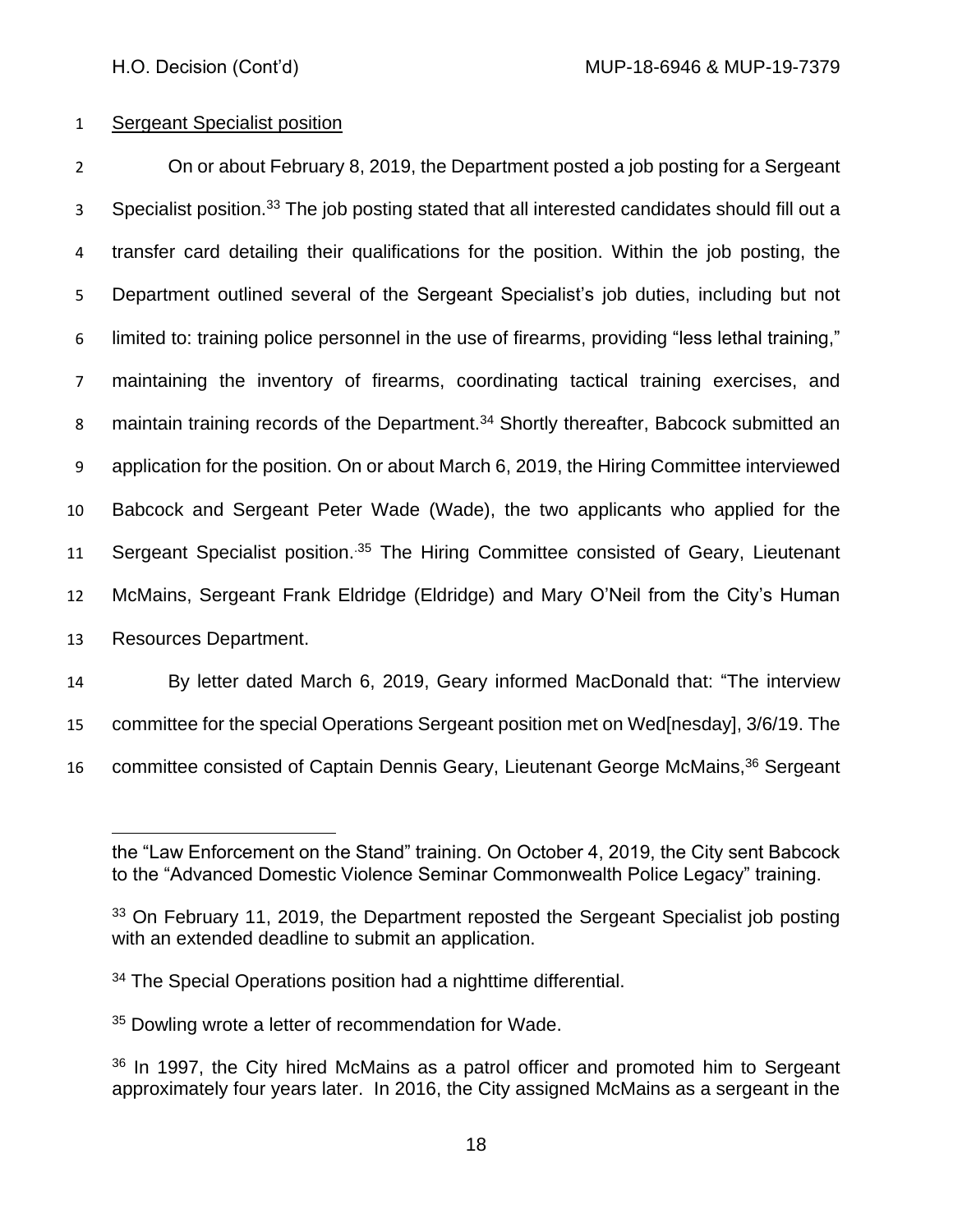Sergeant Specialist position

On or about February 8, 2019, the Department posted a job posting for a Sergeant Specialist position.[33] The job posting stated that all interested candidates should fill out a transfer card detailing their qualifications for the position. Within the job posting, the Department outlined several of the Sergeant Specialist's job duties, including but not limited to: training police personnel in the use of firearms, providing "less lethal training," maintaining the inventory of firearms, coordinating tactical training exercises, and maintain training records of the Department.[34] Shortly thereafter, Babcock submitted an application for the position. On or about March 6, 2019, the Hiring Committee interviewed Babcock and Sergeant Peter Wade (Wade), the two applicants who applied for the Sergeant Specialist position.[35] The Hiring Committee consisted of Geary, Lieutenant McMains, Sergeant Frank Eldridge (Eldridge) and Mary O'Neil from the City's Human Resources Department.

By letter dated March 6, 2019, Geary informed MacDonald that: "The interview committee for the special Operations Sergeant position met on Wed[nesday], 3/6/19. The committee consisted of Captain Dennis Geary, Lieutenant George McMains,[36] Sergeant

---

the "Law Enforcement on the Stand" training. On October 4, 2019, the City sent Babcock to the "Advanced Domestic Violence Seminar Commonwealth Police Legacy" training.

[33] On February 11, 2019, the Department reposted the Sergeant Specialist job posting with an extended deadline to submit an application.

[34] The Special Operations position had a nighttime differential.

[35] Dowling wrote a letter of recommendation for Wade.

[36] In 1997, the City hired McMains as a patrol officer and promoted him to Sergeant approximately four years later. In 2016, the City assigned McMains as a sergeant in the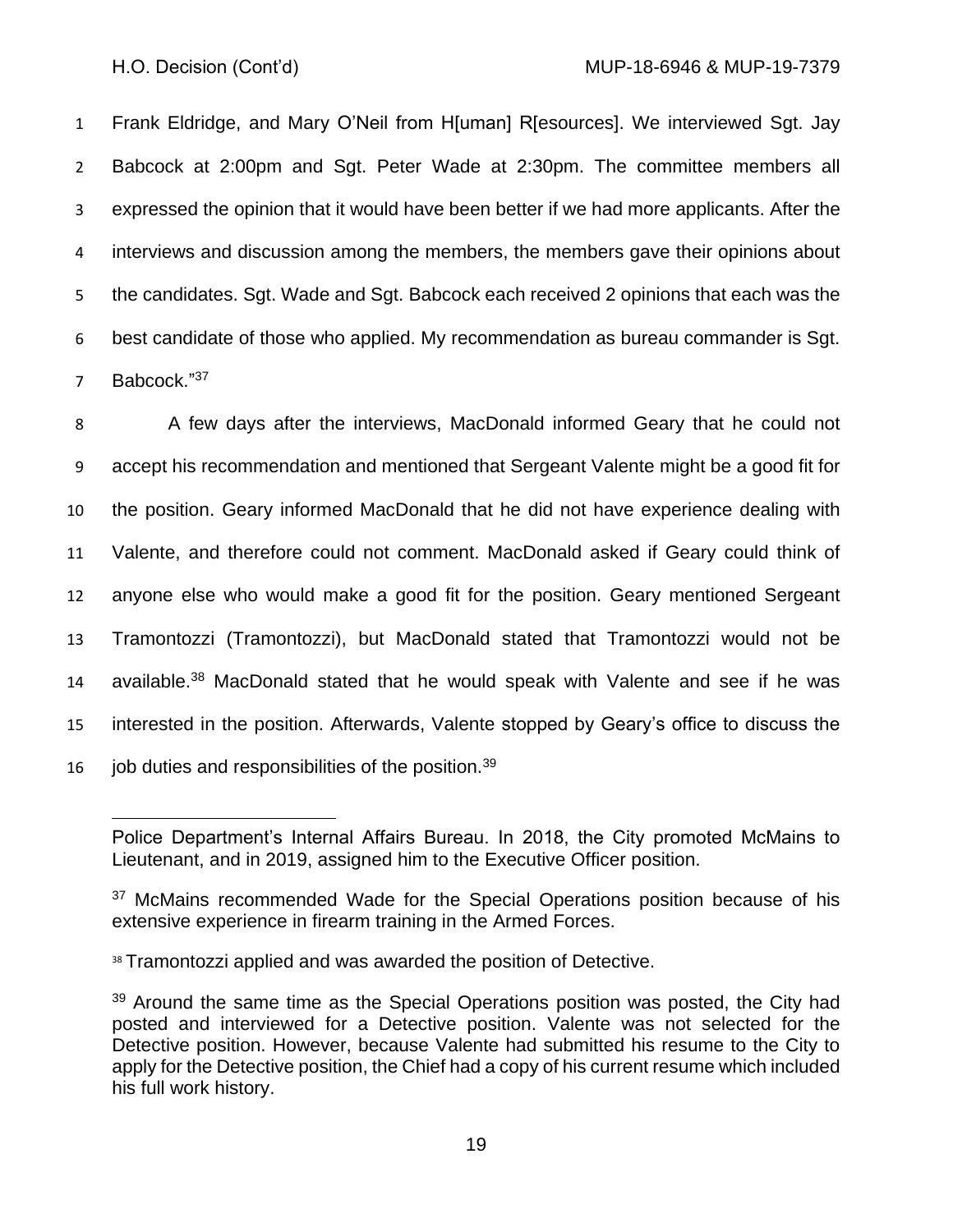Frank Eldridge, and Mary O'Neil from H[uman] R[esources]. We interviewed Sgt. Jay Babcock at 2:00pm and Sgt. Peter Wade at 2:30pm. The committee members all expressed the opinion that it would have been better if we had more applicants. After the interviews and discussion among the members, the members gave their opinions about the candidates. Sgt. Wade and Sgt. Babcock each received 2 opinions that each was the best candidate of those who applied. My recommendation as bureau commander is Sgt. Babcock."[37]

A few days after the interviews, MacDonald informed Geary that he could not accept his recommendation and mentioned that Sergeant Valente might be a good fit for the position. Geary informed MacDonald that he did not have experience dealing with Valente, and therefore could not comment. MacDonald asked if Geary could think of anyone else who would make a good fit for the position. Geary mentioned Sergeant Tramontozzi (Tramontozzi), but MacDonald stated that Tramontozzi would not be available.[38] MacDonald stated that he would speak with Valente and see if he was interested in the position. Afterwards, Valente stopped by Geary's office to discuss the job duties and responsibilities of the position.[39]

---

Police Department's Internal Affairs Bureau. In 2018, the City promoted McMains to Lieutenant, and in 2019, assigned him to the Executive Officer position.

[37] McMains recommended Wade for the Special Operations position because of his extensive experience in firearm training in the Armed Forces.

[38] Tramontozzi applied and was awarded the position of Detective.

[39] Around the same time as the Special Operations position was posted, the City had posted and interviewed for a Detective position. Valente was not selected for the Detective position. However, because Valente had submitted his resume to the City to apply for the Detective position, the Chief had a copy of his current resume which included his full work history.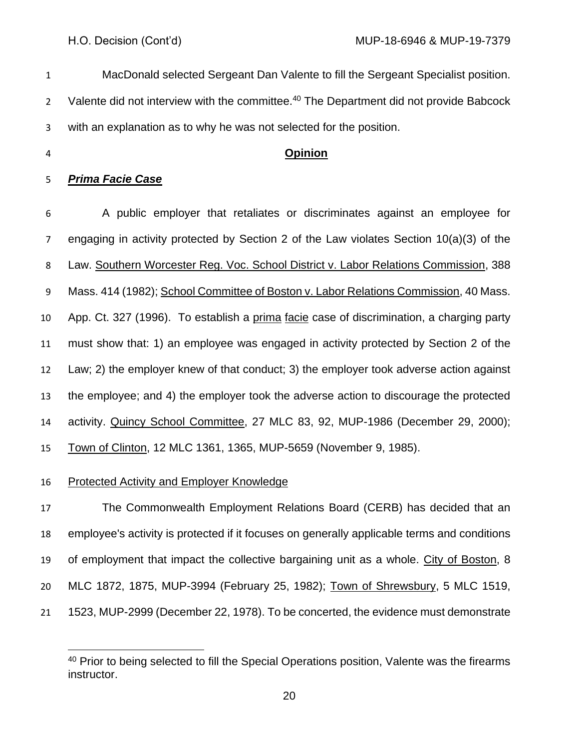MacDonald selected Sergeant Dan Valente to fill the Sergeant Specialist position. Valente did not interview with the committee.[40] The Department did not provide Babcock with an explanation as to why he was not selected for the position.

## Opinion

### ***Prima Facie Case***

A public employer that retaliates or discriminates against an employee for engaging in activity protected by Section 2 of the Law violates Section 10(a)(3) of the Law. Southern Worcester Reg. Voc. School District v. Labor Relations Commission, 388 Mass. 414 (1982); School Committee of Boston v. Labor Relations Commission, 40 Mass. App. Ct. 327 (1996). To establish a prima facie case of discrimination, a charging party must show that: 1) an employee was engaged in activity protected by Section 2 of the Law; 2) the employer knew of that conduct; 3) the employer took adverse action against the employee; and 4) the employer took the adverse action to discourage the protected activity. Quincy School Committee, 27 MLC 83, 92, MUP-1986 (December 29, 2000); Town of Clinton, 12 MLC 1361, 1365, MUP-5659 (November 9, 1985).

Protected Activity and Employer Knowledge

The Commonwealth Employment Relations Board (CERB) has decided that an employee's activity is protected if it focuses on generally applicable terms and conditions of employment that impact the collective bargaining unit as a whole. City of Boston, 8 MLC 1872, 1875, MUP-3994 (February 25, 1982); Town of Shrewsbury, 5 MLC 1519, 1523, MUP-2999 (December 22, 1978). To be concerted, the evidence must demonstrate

[40] Prior to being selected to fill the Special Operations position, Valente was the firearms instructor.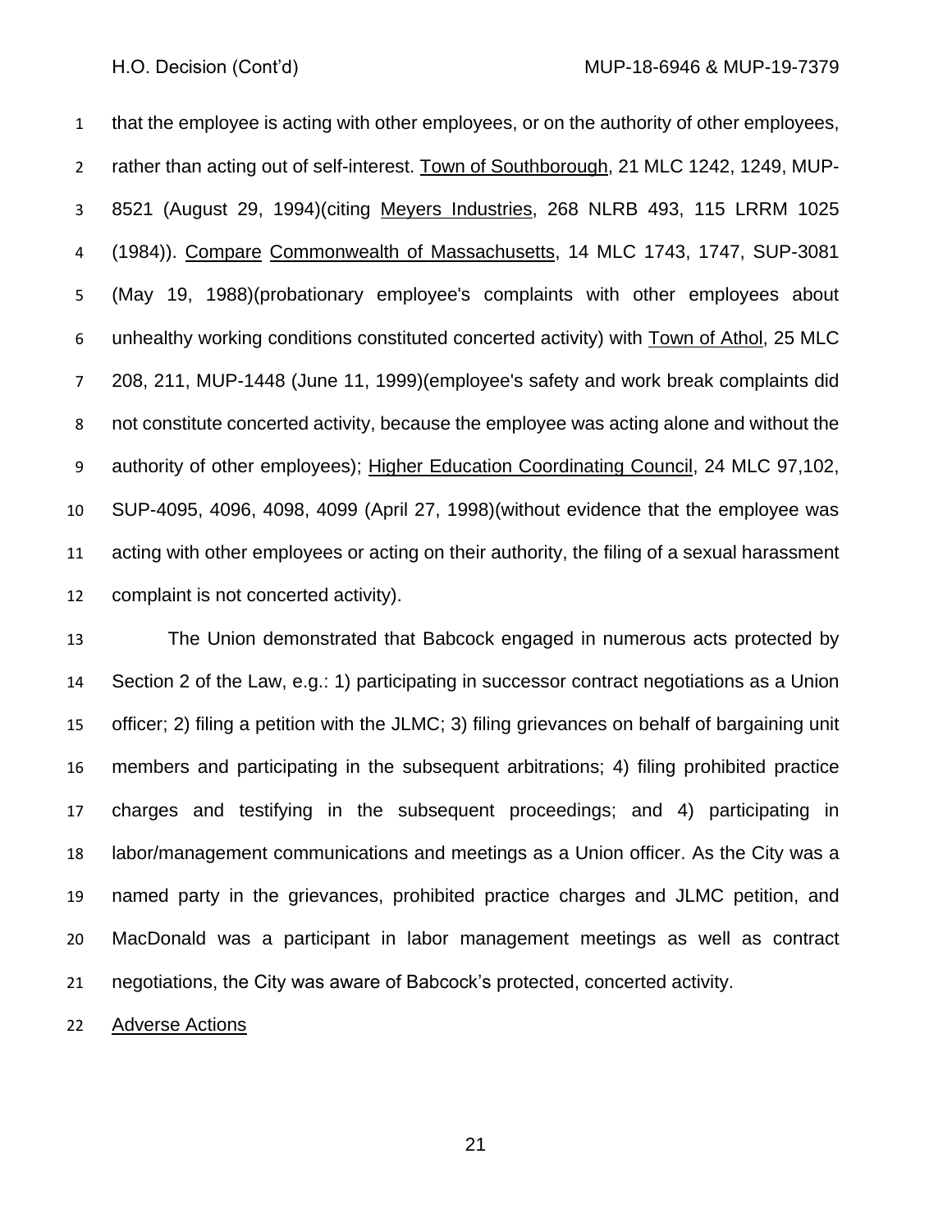that the employee is acting with other employees, or on the authority of other employees, rather than acting out of self-interest. Town of Southborough, 21 MLC 1242, 1249, MUP-8521 (August 29, 1994)(citing Meyers Industries, 268 NLRB 493, 115 LRRM 1025 (1984)). Compare Commonwealth of Massachusetts, 14 MLC 1743, 1747, SUP-3081 (May 19, 1988)(probationary employee's complaints with other employees about unhealthy working conditions constituted concerted activity) with Town of Athol, 25 MLC 208, 211, MUP-1448 (June 11, 1999)(employee's safety and work break complaints did not constitute concerted activity, because the employee was acting alone and without the authority of other employees); Higher Education Coordinating Council, 24 MLC 97,102, SUP-4095, 4096, 4098, 4099 (April 27, 1998)(without evidence that the employee was acting with other employees or acting on their authority, the filing of a sexual harassment complaint is not concerted activity).

The Union demonstrated that Babcock engaged in numerous acts protected by Section 2 of the Law, e.g.: 1) participating in successor contract negotiations as a Union officer; 2) filing a petition with the JLMC; 3) filing grievances on behalf of bargaining unit members and participating in the subsequent arbitrations; 4) filing prohibited practice charges and testifying in the subsequent proceedings; and 4) participating in labor/management communications and meetings as a Union officer. As the City was a named party in the grievances, prohibited practice charges and JLMC petition, and MacDonald was a participant in labor management meetings as well as contract negotiations, the City was aware of Babcock's protected, concerted activity.

Adverse Actions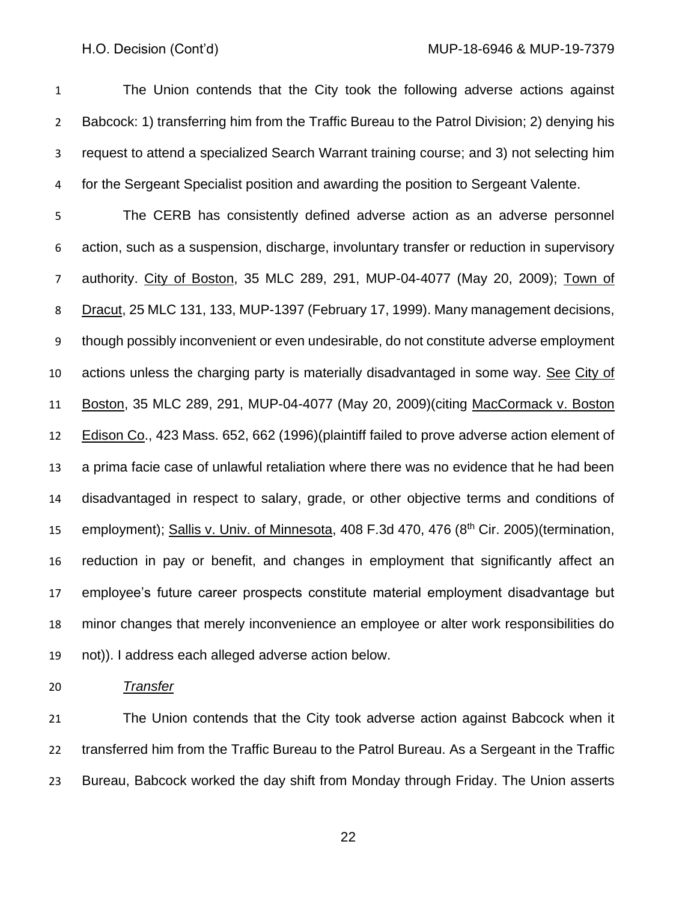The Union contends that the City took the following adverse actions against Babcock: 1) transferring him from the Traffic Bureau to the Patrol Division; 2) denying his request to attend a specialized Search Warrant training course; and 3) not selecting him for the Sergeant Specialist position and awarding the position to Sergeant Valente.

The CERB has consistently defined adverse action as an adverse personnel action, such as a suspension, discharge, involuntary transfer or reduction in supervisory authority. City of Boston, 35 MLC 289, 291, MUP-04-4077 (May 20, 2009); Town of Dracut, 25 MLC 131, 133, MUP-1397 (February 17, 1999). Many management decisions, though possibly inconvenient or even undesirable, do not constitute adverse employment actions unless the charging party is materially disadvantaged in some way. See City of Boston, 35 MLC 289, 291, MUP-04-4077 (May 20, 2009)(citing MacCormack v. Boston Edison Co., 423 Mass. 652, 662 (1996)(plaintiff failed to prove adverse action element of a prima facie case of unlawful retaliation where there was no evidence that he had been disadvantaged in respect to salary, grade, or other objective terms and conditions of employment); Sallis v. Univ. of Minnesota, 408 F.3d 470, 476 (8th Cir. 2005)(termination, reduction in pay or benefit, and changes in employment that significantly affect an employee's future career prospects constitute material employment disadvantage but minor changes that merely inconvenience an employee or alter work responsibilities do not)). I address each alleged adverse action below.

*Transfer*

The Union contends that the City took adverse action against Babcock when it transferred him from the Traffic Bureau to the Patrol Bureau. As a Sergeant in the Traffic Bureau, Babcock worked the day shift from Monday through Friday. The Union asserts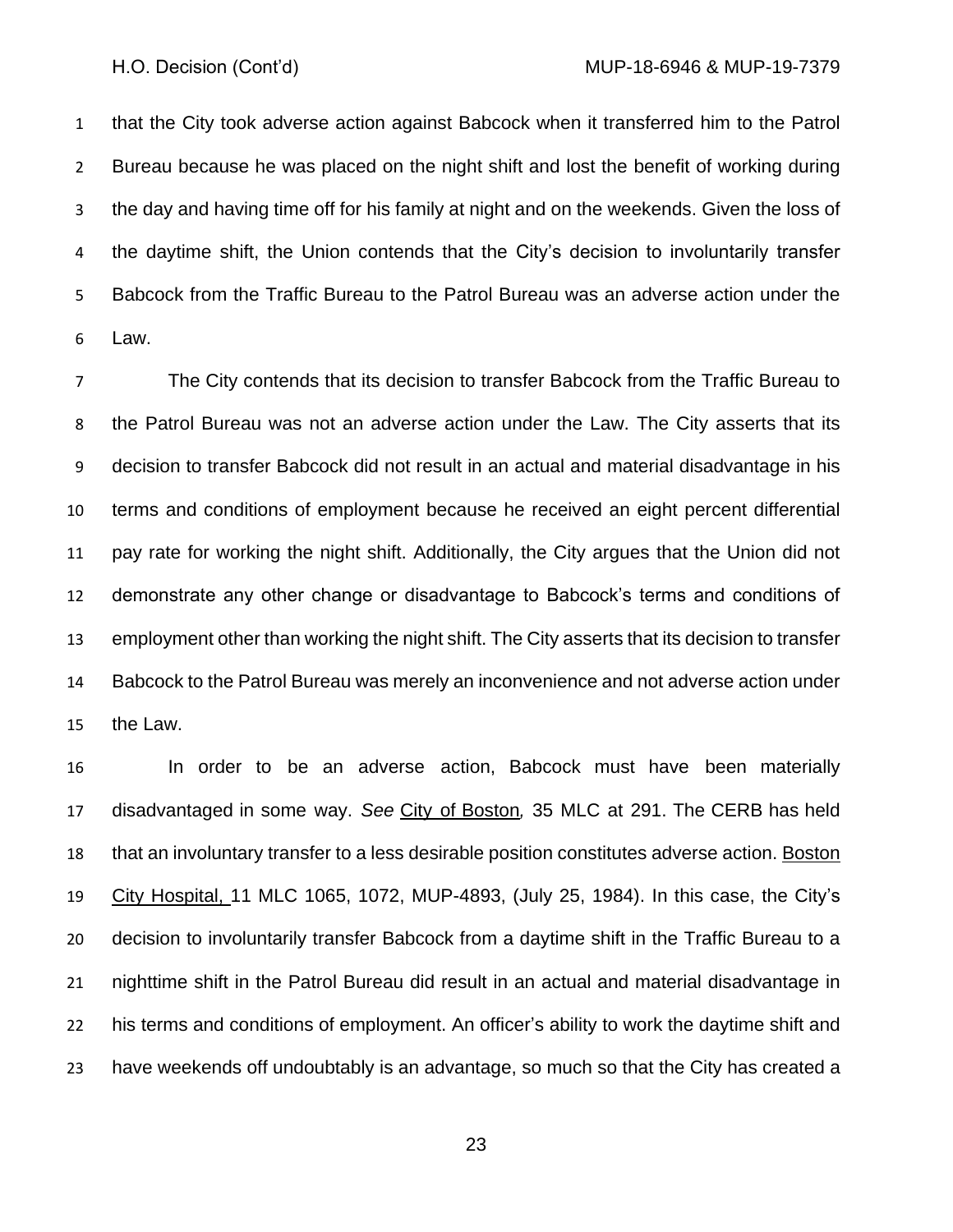that the City took adverse action against Babcock when it transferred him to the Patrol Bureau because he was placed on the night shift and lost the benefit of working during the day and having time off for his family at night and on the weekends. Given the loss of the daytime shift, the Union contends that the City's decision to involuntarily transfer Babcock from the Traffic Bureau to the Patrol Bureau was an adverse action under the Law.

The City contends that its decision to transfer Babcock from the Traffic Bureau to the Patrol Bureau was not an adverse action under the Law. The City asserts that its decision to transfer Babcock did not result in an actual and material disadvantage in his terms and conditions of employment because he received an eight percent differential pay rate for working the night shift. Additionally, the City argues that the Union did not demonstrate any other change or disadvantage to Babcock's terms and conditions of employment other than working the night shift. The City asserts that its decision to transfer Babcock to the Patrol Bureau was merely an inconvenience and not adverse action under the Law.

In order to be an adverse action, Babcock must have been materially disadvantaged in some way. *See* City of Boston*,* 35 MLC at 291. The CERB has held that an involuntary transfer to a less desirable position constitutes adverse action. Boston City Hospital, 11 MLC 1065, 1072, MUP-4893, (July 25, 1984). In this case, the City's decision to involuntarily transfer Babcock from a daytime shift in the Traffic Bureau to a nighttime shift in the Patrol Bureau did result in an actual and material disadvantage in his terms and conditions of employment. An officer's ability to work the daytime shift and have weekends off undoubtably is an advantage, so much so that the City has created a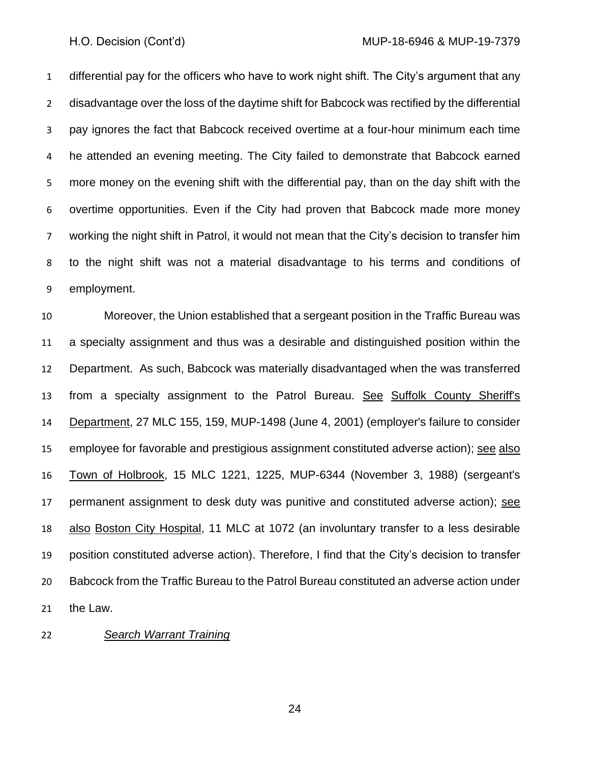differential pay for the officers who have to work night shift. The City's argument that any disadvantage over the loss of the daytime shift for Babcock was rectified by the differential pay ignores the fact that Babcock received overtime at a four-hour minimum each time he attended an evening meeting. The City failed to demonstrate that Babcock earned more money on the evening shift with the differential pay, than on the day shift with the overtime opportunities. Even if the City had proven that Babcock made more money working the night shift in Patrol, it would not mean that the City's decision to transfer him to the night shift was not a material disadvantage to his terms and conditions of employment.

Moreover, the Union established that a sergeant position in the Traffic Bureau was a specialty assignment and thus was a desirable and distinguished position within the Department. As such, Babcock was materially disadvantaged when the was transferred from a specialty assignment to the Patrol Bureau. See Suffolk County Sheriff's Department, 27 MLC 155, 159, MUP-1498 (June 4, 2001) (employer's failure to consider employee for favorable and prestigious assignment constituted adverse action); see also Town of Holbrook, 15 MLC 1221, 1225, MUP-6344 (November 3, 1988) (sergeant's permanent assignment to desk duty was punitive and constituted adverse action); see also Boston City Hospital, 11 MLC at 1072 (an involuntary transfer to a less desirable position constituted adverse action). Therefore, I find that the City's decision to transfer Babcock from the Traffic Bureau to the Patrol Bureau constituted an adverse action under the Law.

*Search Warrant Training*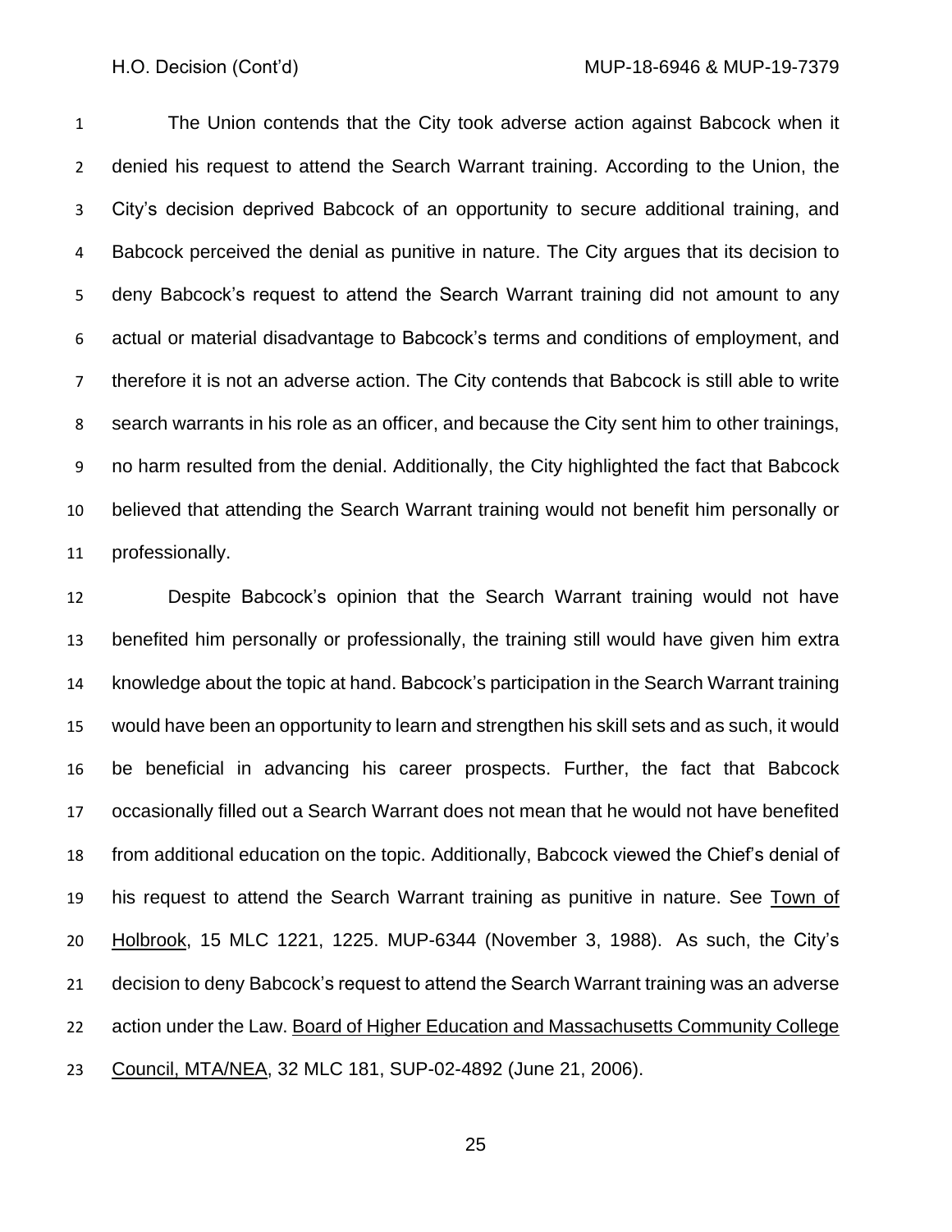The Union contends that the City took adverse action against Babcock when it denied his request to attend the Search Warrant training. According to the Union, the City's decision deprived Babcock of an opportunity to secure additional training, and Babcock perceived the denial as punitive in nature. The City argues that its decision to deny Babcock's request to attend the Search Warrant training did not amount to any actual or material disadvantage to Babcock's terms and conditions of employment, and therefore it is not an adverse action. The City contends that Babcock is still able to write search warrants in his role as an officer, and because the City sent him to other trainings, no harm resulted from the denial. Additionally, the City highlighted the fact that Babcock believed that attending the Search Warrant training would not benefit him personally or professionally.

Despite Babcock's opinion that the Search Warrant training would not have benefited him personally or professionally, the training still would have given him extra knowledge about the topic at hand. Babcock's participation in the Search Warrant training would have been an opportunity to learn and strengthen his skill sets and as such, it would be beneficial in advancing his career prospects. Further, the fact that Babcock occasionally filled out a Search Warrant does not mean that he would not have benefited from additional education on the topic. Additionally, Babcock viewed the Chief's denial of his request to attend the Search Warrant training as punitive in nature. See Town of Holbrook, 15 MLC 1221, 1225. MUP-6344 (November 3, 1988). As such, the City's decision to deny Babcock's request to attend the Search Warrant training was an adverse action under the Law. Board of Higher Education and Massachusetts Community College Council, MTA/NEA, 32 MLC 181, SUP-02-4892 (June 21, 2006).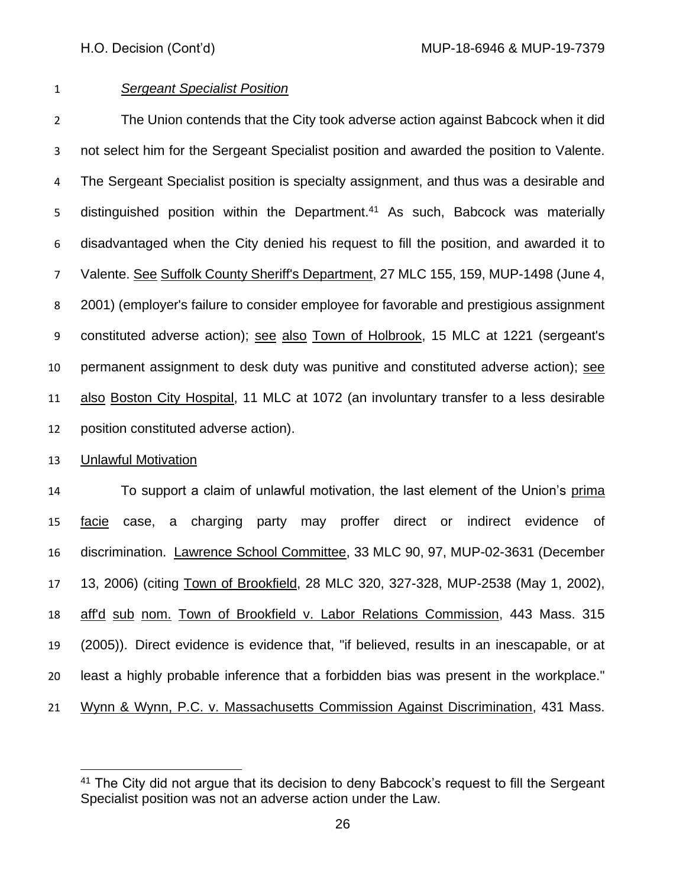*Sergeant Specialist Position*

The Union contends that the City took adverse action against Babcock when it did not select him for the Sergeant Specialist position and awarded the position to Valente. The Sergeant Specialist position is specialty assignment, and thus was a desirable and distinguished position within the Department.[41] As such, Babcock was materially disadvantaged when the City denied his request to fill the position, and awarded it to Valente. See Suffolk County Sheriff's Department, 27 MLC 155, 159, MUP-1498 (June 4, 2001) (employer's failure to consider employee for favorable and prestigious assignment constituted adverse action); see also Town of Holbrook, 15 MLC at 1221 (sergeant's permanent assignment to desk duty was punitive and constituted adverse action); see also Boston City Hospital, 11 MLC at 1072 (an involuntary transfer to a less desirable position constituted adverse action).

Unlawful Motivation

To support a claim of unlawful motivation, the last element of the Union's prima facie case, a charging party may proffer direct or indirect evidence of discrimination. Lawrence School Committee, 33 MLC 90, 97, MUP-02-3631 (December 13, 2006) (citing Town of Brookfield, 28 MLC 320, 327-328, MUP-2538 (May 1, 2002), aff'd sub nom. Town of Brookfield v. Labor Relations Commission, 443 Mass. 315 (2005)). Direct evidence is evidence that, "if believed, results in an inescapable, or at least a highly probable inference that a forbidden bias was present in the workplace." Wynn & Wynn, P.C. v. Massachusetts Commission Against Discrimination, 431 Mass.

---

[41] The City did not argue that its decision to deny Babcock's request to fill the Sergeant Specialist position was not an adverse action under the Law.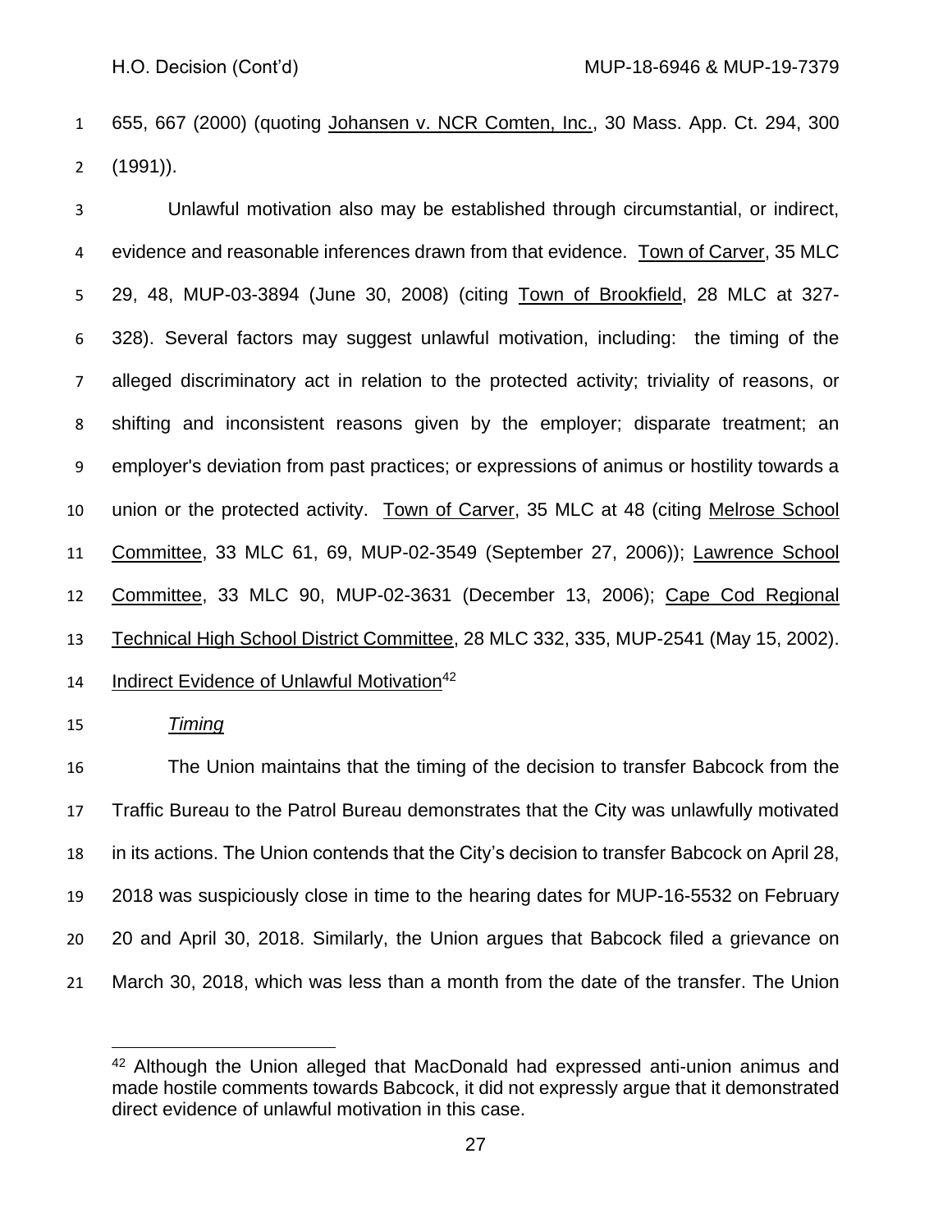655, 667 (2000) (quoting Johansen v. NCR Comten, Inc., 30 Mass. App. Ct. 294, 300 (1991)).

Unlawful motivation also may be established through circumstantial, or indirect, evidence and reasonable inferences drawn from that evidence. Town of Carver, 35 MLC 29, 48, MUP-03-3894 (June 30, 2008) (citing Town of Brookfield, 28 MLC at 327-328). Several factors may suggest unlawful motivation, including: the timing of the alleged discriminatory act in relation to the protected activity; triviality of reasons, or shifting and inconsistent reasons given by the employer; disparate treatment; an employer's deviation from past practices; or expressions of animus or hostility towards a union or the protected activity. Town of Carver, 35 MLC at 48 (citing Melrose School Committee, 33 MLC 61, 69, MUP-02-3549 (September 27, 2006)); Lawrence School Committee, 33 MLC 90, MUP-02-3631 (December 13, 2006); Cape Cod Regional Technical High School District Committee, 28 MLC 332, 335, MUP-2541 (May 15, 2002).

Indirect Evidence of Unlawful Motivation[42]

*Timing*

The Union maintains that the timing of the decision to transfer Babcock from the Traffic Bureau to the Patrol Bureau demonstrates that the City was unlawfully motivated in its actions. The Union contends that the City's decision to transfer Babcock on April 28, 2018 was suspiciously close in time to the hearing dates for MUP-16-5532 on February 20 and April 30, 2018. Similarly, the Union argues that Babcock filed a grievance on March 30, 2018, which was less than a month from the date of the transfer. The Union

[42] Although the Union alleged that MacDonald had expressed anti-union animus and made hostile comments towards Babcock, it did not expressly argue that it demonstrated direct evidence of unlawful motivation in this case.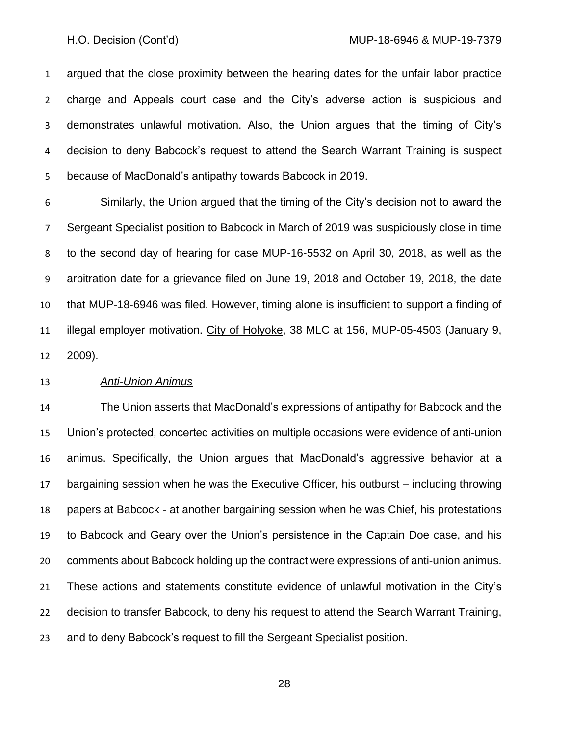argued that the close proximity between the hearing dates for the unfair labor practice charge and Appeals court case and the City's adverse action is suspicious and demonstrates unlawful motivation. Also, the Union argues that the timing of City's decision to deny Babcock's request to attend the Search Warrant Training is suspect because of MacDonald's antipathy towards Babcock in 2019.

Similarly, the Union argued that the timing of the City's decision not to award the Sergeant Specialist position to Babcock in March of 2019 was suspiciously close in time to the second day of hearing for case MUP-16-5532 on April 30, 2018, as well as the arbitration date for a grievance filed on June 19, 2018 and October 19, 2018, the date that MUP-18-6946 was filed. However, timing alone is insufficient to support a finding of illegal employer motivation. City of Holyoke, 38 MLC at 156, MUP-05-4503 (January 9, 2009).

*Anti-Union Animus*

The Union asserts that MacDonald's expressions of antipathy for Babcock and the Union's protected, concerted activities on multiple occasions were evidence of anti-union animus. Specifically, the Union argues that MacDonald's aggressive behavior at a bargaining session when he was the Executive Officer, his outburst – including throwing papers at Babcock - at another bargaining session when he was Chief, his protestations to Babcock and Geary over the Union's persistence in the Captain Doe case, and his comments about Babcock holding up the contract were expressions of anti-union animus. These actions and statements constitute evidence of unlawful motivation in the City's decision to transfer Babcock, to deny his request to attend the Search Warrant Training, and to deny Babcock's request to fill the Sergeant Specialist position.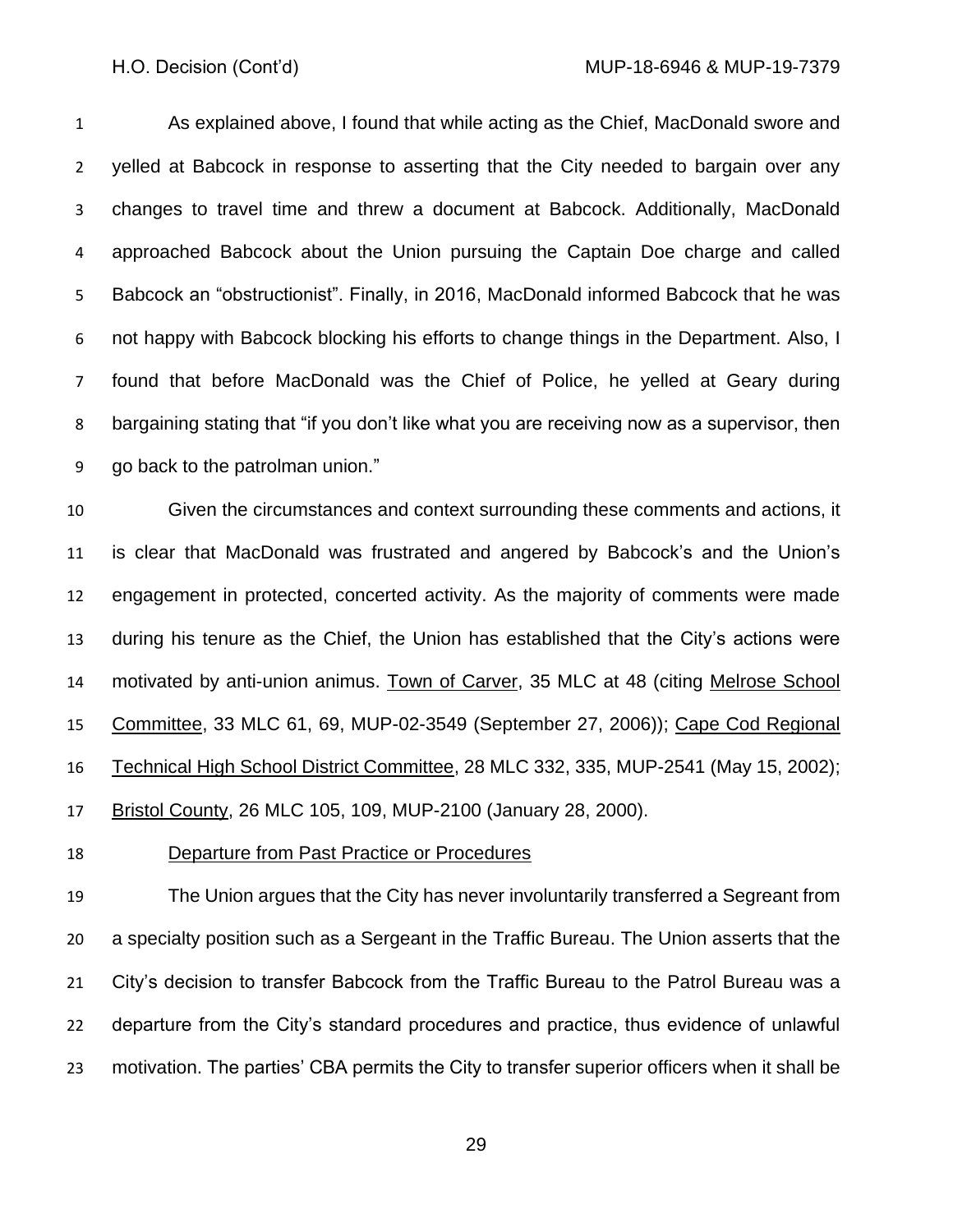As explained above, I found that while acting as the Chief, MacDonald swore and yelled at Babcock in response to asserting that the City needed to bargain over any changes to travel time and threw a document at Babcock. Additionally, MacDonald approached Babcock about the Union pursuing the Captain Doe charge and called Babcock an "obstructionist". Finally, in 2016, MacDonald informed Babcock that he was not happy with Babcock blocking his efforts to change things in the Department. Also, I found that before MacDonald was the Chief of Police, he yelled at Geary during bargaining stating that "if you don't like what you are receiving now as a supervisor, then go back to the patrolman union."

Given the circumstances and context surrounding these comments and actions, it is clear that MacDonald was frustrated and angered by Babcock's and the Union's engagement in protected, concerted activity. As the majority of comments were made during his tenure as the Chief, the Union has established that the City's actions were motivated by anti-union animus. Town of Carver, 35 MLC at 48 (citing Melrose School Committee, 33 MLC 61, 69, MUP-02-3549 (September 27, 2006)); Cape Cod Regional Technical High School District Committee, 28 MLC 332, 335, MUP-2541 (May 15, 2002); Bristol County, 26 MLC 105, 109, MUP-2100 (January 28, 2000).

Departure from Past Practice or Procedures

The Union argues that the City has never involuntarily transferred a Segreant from a specialty position such as a Sergeant in the Traffic Bureau. The Union asserts that the City's decision to transfer Babcock from the Traffic Bureau to the Patrol Bureau was a departure from the City's standard procedures and practice, thus evidence of unlawful motivation. The parties' CBA permits the City to transfer superior officers when it shall be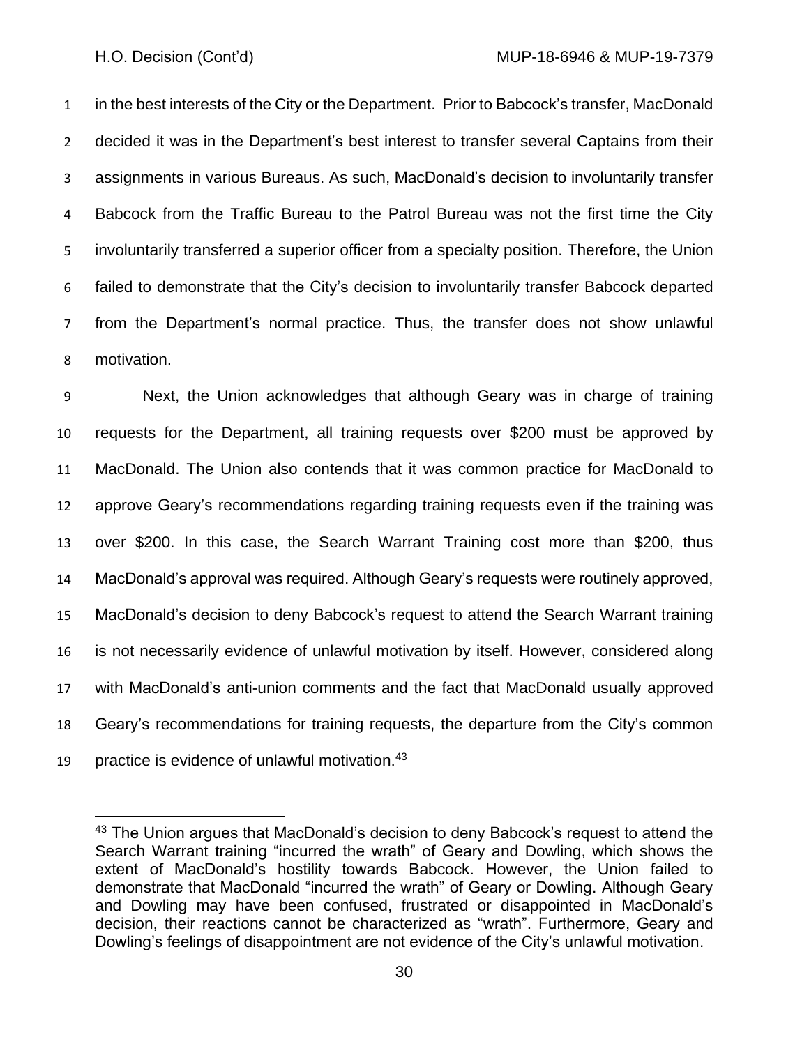in the best interests of the City or the Department. Prior to Babcock's transfer, MacDonald decided it was in the Department's best interest to transfer several Captains from their assignments in various Bureaus. As such, MacDonald's decision to involuntarily transfer Babcock from the Traffic Bureau to the Patrol Bureau was not the first time the City involuntarily transferred a superior officer from a specialty position. Therefore, the Union failed to demonstrate that the City's decision to involuntarily transfer Babcock departed from the Department's normal practice. Thus, the transfer does not show unlawful motivation.

Next, the Union acknowledges that although Geary was in charge of training requests for the Department, all training requests over $200 must be approved by MacDonald. The Union also contends that it was common practice for MacDonald to approve Geary's recommendations regarding training requests even if the training was over $200. In this case, the Search Warrant Training cost more than $200, thus MacDonald's approval was required. Although Geary's requests were routinely approved, MacDonald's decision to deny Babcock's request to attend the Search Warrant training is not necessarily evidence of unlawful motivation by itself. However, considered along with MacDonald's anti-union comments and the fact that MacDonald usually approved Geary's recommendations for training requests, the departure from the City's common practice is evidence of unlawful motivation.[43]

---

[43] The Union argues that MacDonald's decision to deny Babcock's request to attend the Search Warrant training "incurred the wrath" of Geary and Dowling, which shows the extent of MacDonald's hostility towards Babcock. However, the Union failed to demonstrate that MacDonald "incurred the wrath" of Geary or Dowling. Although Geary and Dowling may have been confused, frustrated or disappointed in MacDonald's decision, their reactions cannot be characterized as "wrath". Furthermore, Geary and Dowling's feelings of disappointment are not evidence of the City's unlawful motivation.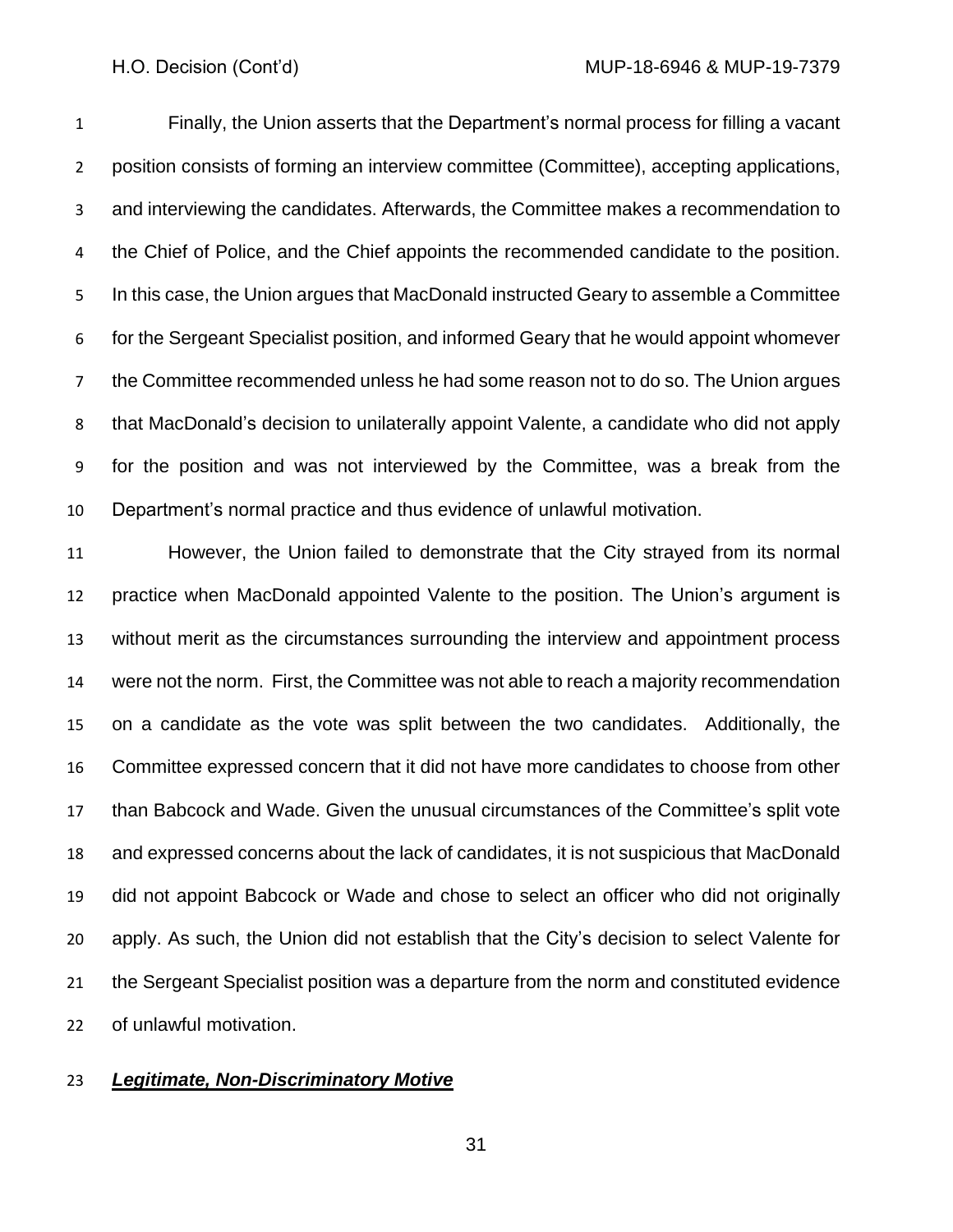Finally, the Union asserts that the Department's normal process for filling a vacant position consists of forming an interview committee (Committee), accepting applications, and interviewing the candidates. Afterwards, the Committee makes a recommendation to the Chief of Police, and the Chief appoints the recommended candidate to the position. In this case, the Union argues that MacDonald instructed Geary to assemble a Committee for the Sergeant Specialist position, and informed Geary that he would appoint whomever the Committee recommended unless he had some reason not to do so. The Union argues that MacDonald's decision to unilaterally appoint Valente, a candidate who did not apply for the position and was not interviewed by the Committee, was a break from the Department's normal practice and thus evidence of unlawful motivation.

However, the Union failed to demonstrate that the City strayed from its normal practice when MacDonald appointed Valente to the position. The Union's argument is without merit as the circumstances surrounding the interview and appointment process were not the norm. First, the Committee was not able to reach a majority recommendation on a candidate as the vote was split between the two candidates. Additionally, the Committee expressed concern that it did not have more candidates to choose from other than Babcock and Wade. Given the unusual circumstances of the Committee's split vote and expressed concerns about the lack of candidates, it is not suspicious that MacDonald did not appoint Babcock or Wade and chose to select an officer who did not originally apply. As such, the Union did not establish that the City's decision to select Valente for the Sergeant Specialist position was a departure from the norm and constituted evidence of unlawful motivation.

***Legitimate, Non-Discriminatory Motive***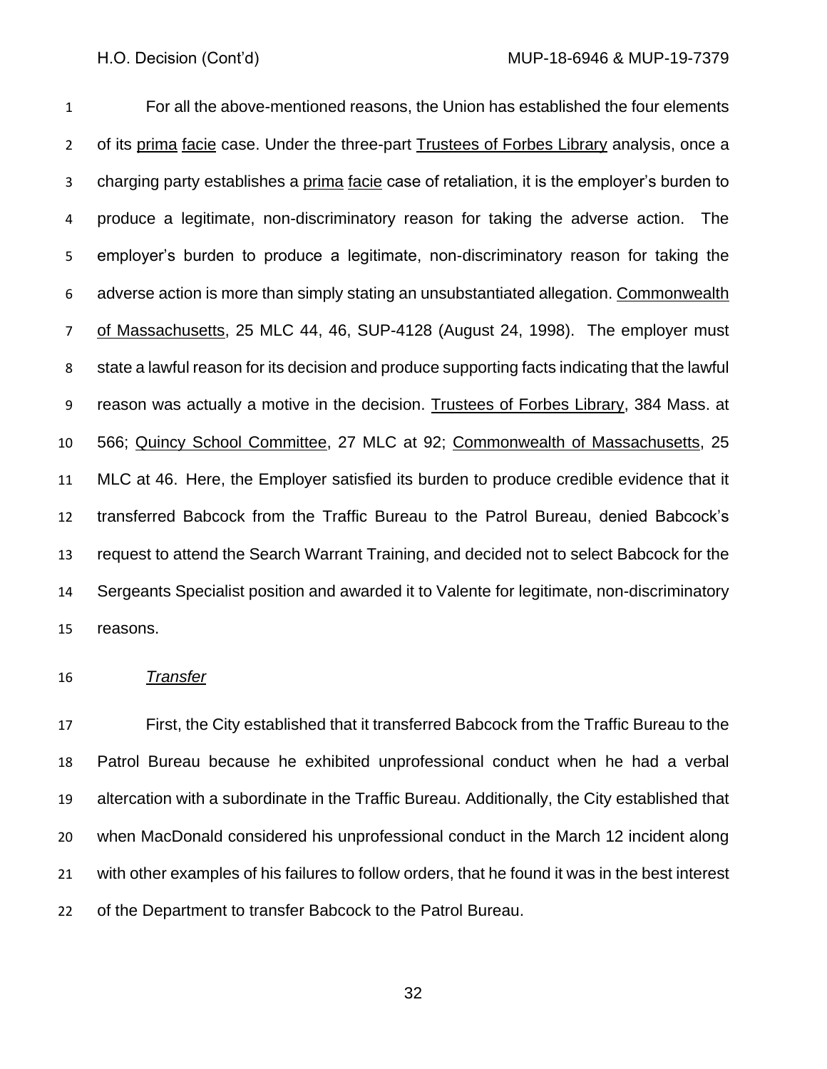For all the above-mentioned reasons, the Union has established the four elements of its prima facie case. Under the three-part Trustees of Forbes Library analysis, once a charging party establishes a prima facie case of retaliation, it is the employer's burden to produce a legitimate, non-discriminatory reason for taking the adverse action. The employer's burden to produce a legitimate, non-discriminatory reason for taking the adverse action is more than simply stating an unsubstantiated allegation. Commonwealth of Massachusetts, 25 MLC 44, 46, SUP-4128 (August 24, 1998). The employer must state a lawful reason for its decision and produce supporting facts indicating that the lawful reason was actually a motive in the decision. Trustees of Forbes Library, 384 Mass. at 566; Quincy School Committee, 27 MLC at 92; Commonwealth of Massachusetts, 25 MLC at 46. Here, the Employer satisfied its burden to produce credible evidence that it transferred Babcock from the Traffic Bureau to the Patrol Bureau, denied Babcock's request to attend the Search Warrant Training, and decided not to select Babcock for the Sergeants Specialist position and awarded it to Valente for legitimate, non-discriminatory reasons.

*Transfer*

First, the City established that it transferred Babcock from the Traffic Bureau to the Patrol Bureau because he exhibited unprofessional conduct when he had a verbal altercation with a subordinate in the Traffic Bureau. Additionally, the City established that when MacDonald considered his unprofessional conduct in the March 12 incident along with other examples of his failures to follow orders, that he found it was in the best interest of the Department to transfer Babcock to the Patrol Bureau.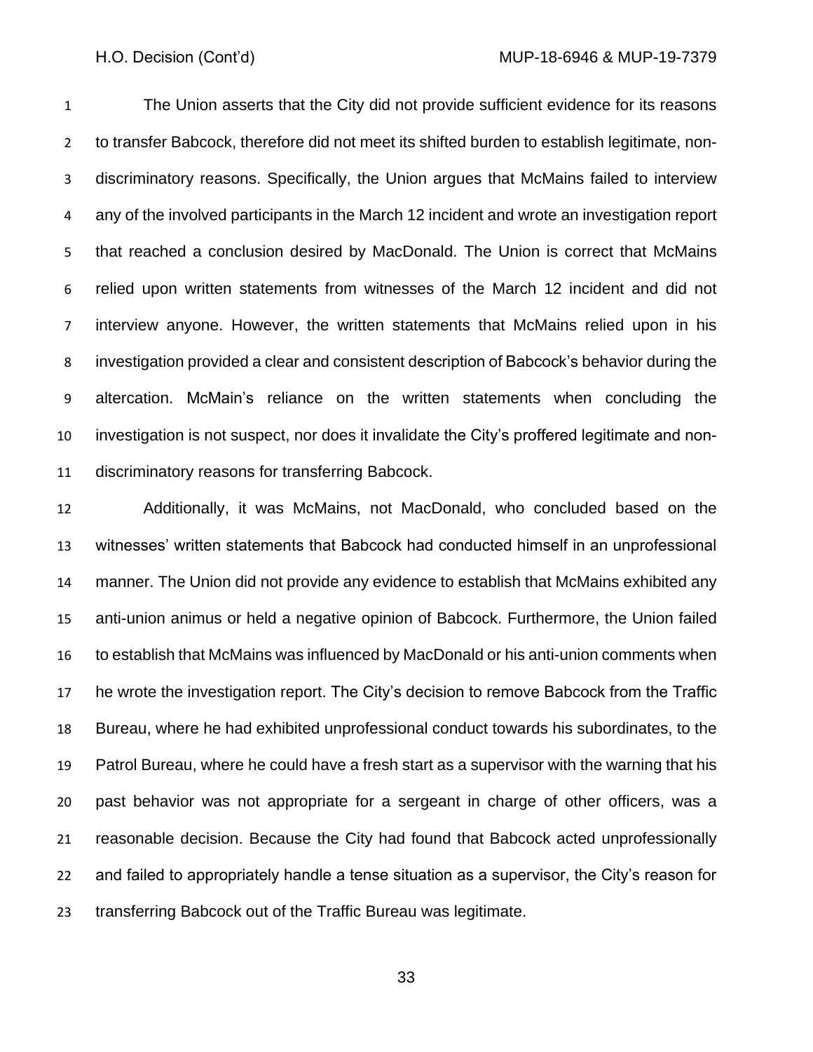The Union asserts that the City did not provide sufficient evidence for its reasons to transfer Babcock, therefore did not meet its shifted burden to establish legitimate, non-discriminatory reasons. Specifically, the Union argues that McMains failed to interview any of the involved participants in the March 12 incident and wrote an investigation report that reached a conclusion desired by MacDonald. The Union is correct that McMains relied upon written statements from witnesses of the March 12 incident and did not interview anyone. However, the written statements that McMains relied upon in his investigation provided a clear and consistent description of Babcock's behavior during the altercation. McMain's reliance on the written statements when concluding the investigation is not suspect, nor does it invalidate the City's proffered legitimate and non-discriminatory reasons for transferring Babcock.

Additionally, it was McMains, not MacDonald, who concluded based on the witnesses' written statements that Babcock had conducted himself in an unprofessional manner. The Union did not provide any evidence to establish that McMains exhibited any anti-union animus or held a negative opinion of Babcock. Furthermore, the Union failed to establish that McMains was influenced by MacDonald or his anti-union comments when he wrote the investigation report. The City's decision to remove Babcock from the Traffic Bureau, where he had exhibited unprofessional conduct towards his subordinates, to the Patrol Bureau, where he could have a fresh start as a supervisor with the warning that his past behavior was not appropriate for a sergeant in charge of other officers, was a reasonable decision. Because the City had found that Babcock acted unprofessionally and failed to appropriately handle a tense situation as a supervisor, the City's reason for transferring Babcock out of the Traffic Bureau was legitimate.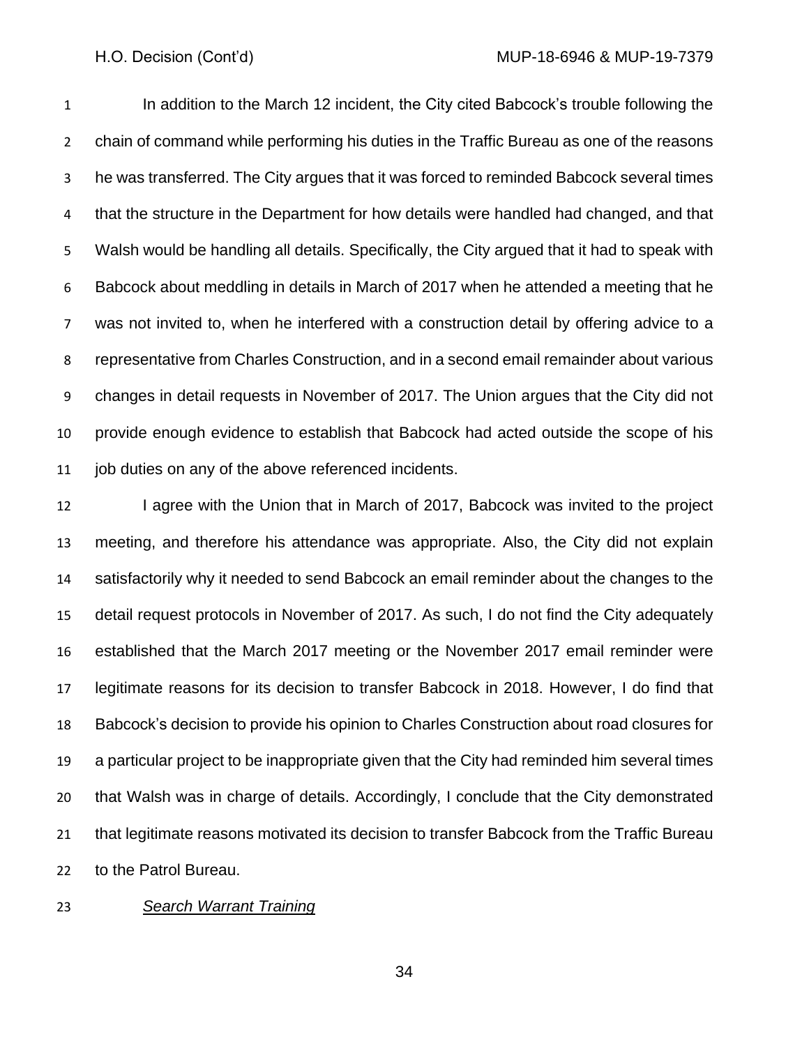In addition to the March 12 incident, the City cited Babcock's trouble following the chain of command while performing his duties in the Traffic Bureau as one of the reasons he was transferred. The City argues that it was forced to reminded Babcock several times that the structure in the Department for how details were handled had changed, and that Walsh would be handling all details. Specifically, the City argued that it had to speak with Babcock about meddling in details in March of 2017 when he attended a meeting that he was not invited to, when he interfered with a construction detail by offering advice to a representative from Charles Construction, and in a second email remainder about various changes in detail requests in November of 2017. The Union argues that the City did not provide enough evidence to establish that Babcock had acted outside the scope of his job duties on any of the above referenced incidents.

I agree with the Union that in March of 2017, Babcock was invited to the project meeting, and therefore his attendance was appropriate. Also, the City did not explain satisfactorily why it needed to send Babcock an email reminder about the changes to the detail request protocols in November of 2017. As such, I do not find the City adequately established that the March 2017 meeting or the November 2017 email reminder were legitimate reasons for its decision to transfer Babcock in 2018. However, I do find that Babcock's decision to provide his opinion to Charles Construction about road closures for a particular project to be inappropriate given that the City had reminded him several times that Walsh was in charge of details. Accordingly, I conclude that the City demonstrated that legitimate reasons motivated its decision to transfer Babcock from the Traffic Bureau to the Patrol Bureau.

***Search Warrant Training***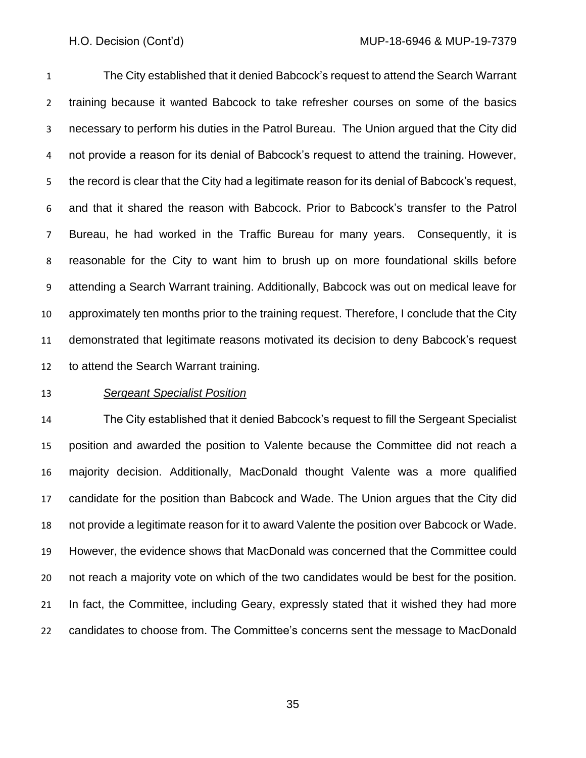The City established that it denied Babcock's request to attend the Search Warrant training because it wanted Babcock to take refresher courses on some of the basics necessary to perform his duties in the Patrol Bureau. The Union argued that the City did not provide a reason for its denial of Babcock's request to attend the training. However, the record is clear that the City had a legitimate reason for its denial of Babcock's request, and that it shared the reason with Babcock. Prior to Babcock's transfer to the Patrol Bureau, he had worked in the Traffic Bureau for many years. Consequently, it is reasonable for the City to want him to brush up on more foundational skills before attending a Search Warrant training. Additionally, Babcock was out on medical leave for approximately ten months prior to the training request. Therefore, I conclude that the City demonstrated that legitimate reasons motivated its decision to deny Babcock's request to attend the Search Warrant training.

*Sergeant Specialist Position*

The City established that it denied Babcock's request to fill the Sergeant Specialist position and awarded the position to Valente because the Committee did not reach a majority decision. Additionally, MacDonald thought Valente was a more qualified candidate for the position than Babcock and Wade. The Union argues that the City did not provide a legitimate reason for it to award Valente the position over Babcock or Wade. However, the evidence shows that MacDonald was concerned that the Committee could not reach a majority vote on which of the two candidates would be best for the position. In fact, the Committee, including Geary, expressly stated that it wished they had more candidates to choose from. The Committee's concerns sent the message to MacDonald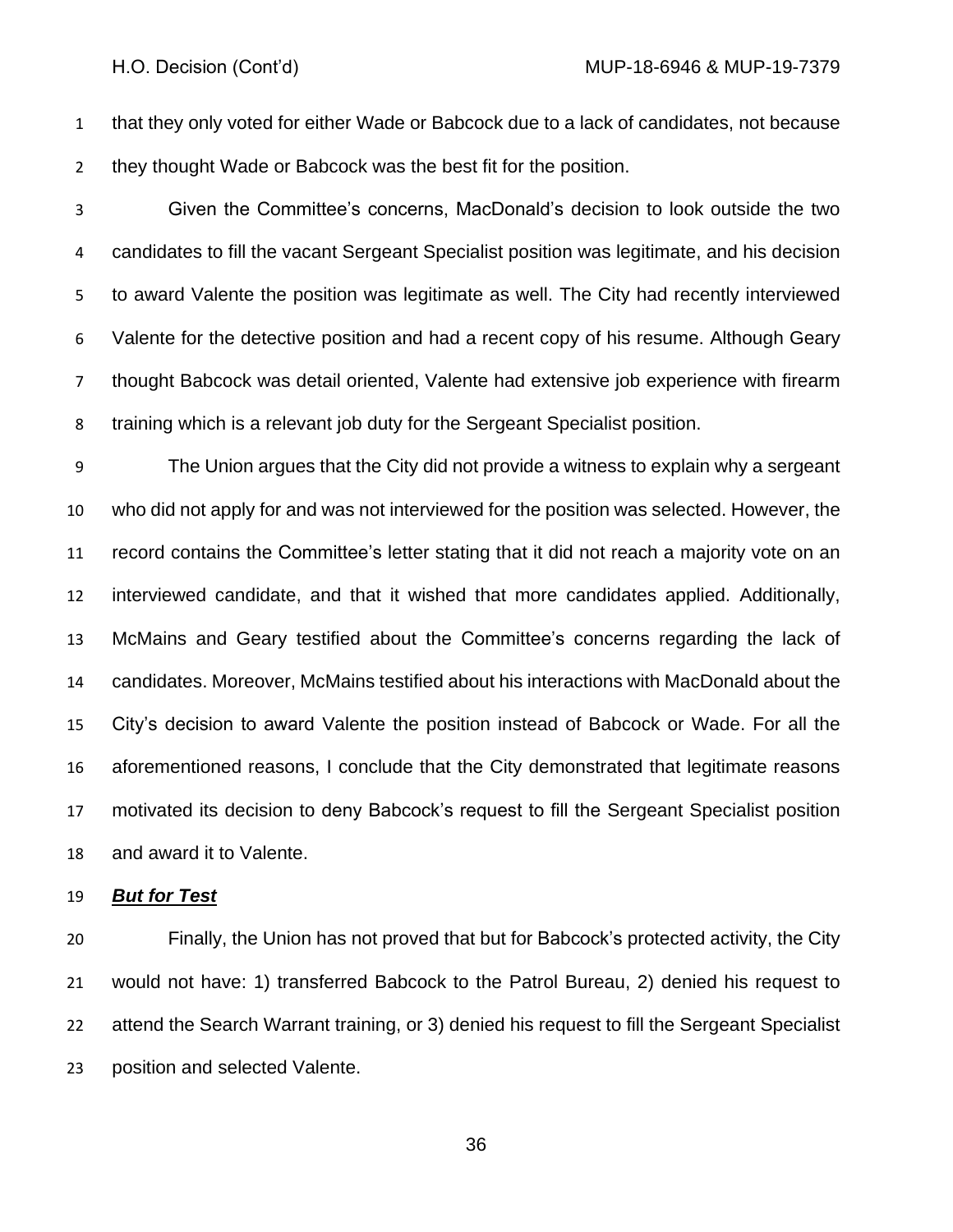that they only voted for either Wade or Babcock due to a lack of candidates, not because they thought Wade or Babcock was the best fit for the position.

Given the Committee's concerns, MacDonald's decision to look outside the two candidates to fill the vacant Sergeant Specialist position was legitimate, and his decision to award Valente the position was legitimate as well. The City had recently interviewed Valente for the detective position and had a recent copy of his resume. Although Geary thought Babcock was detail oriented, Valente had extensive job experience with firearm training which is a relevant job duty for the Sergeant Specialist position.

The Union argues that the City did not provide a witness to explain why a sergeant who did not apply for and was not interviewed for the position was selected. However, the record contains the Committee's letter stating that it did not reach a majority vote on an interviewed candidate, and that it wished that more candidates applied. Additionally, McMains and Geary testified about the Committee's concerns regarding the lack of candidates. Moreover, McMains testified about his interactions with MacDonald about the City's decision to award Valente the position instead of Babcock or Wade. For all the aforementioned reasons, I conclude that the City demonstrated that legitimate reasons motivated its decision to deny Babcock's request to fill the Sergeant Specialist position and award it to Valente.

***But for Test***

Finally, the Union has not proved that but for Babcock's protected activity, the City would not have: 1) transferred Babcock to the Patrol Bureau, 2) denied his request to attend the Search Warrant training, or 3) denied his request to fill the Sergeant Specialist position and selected Valente.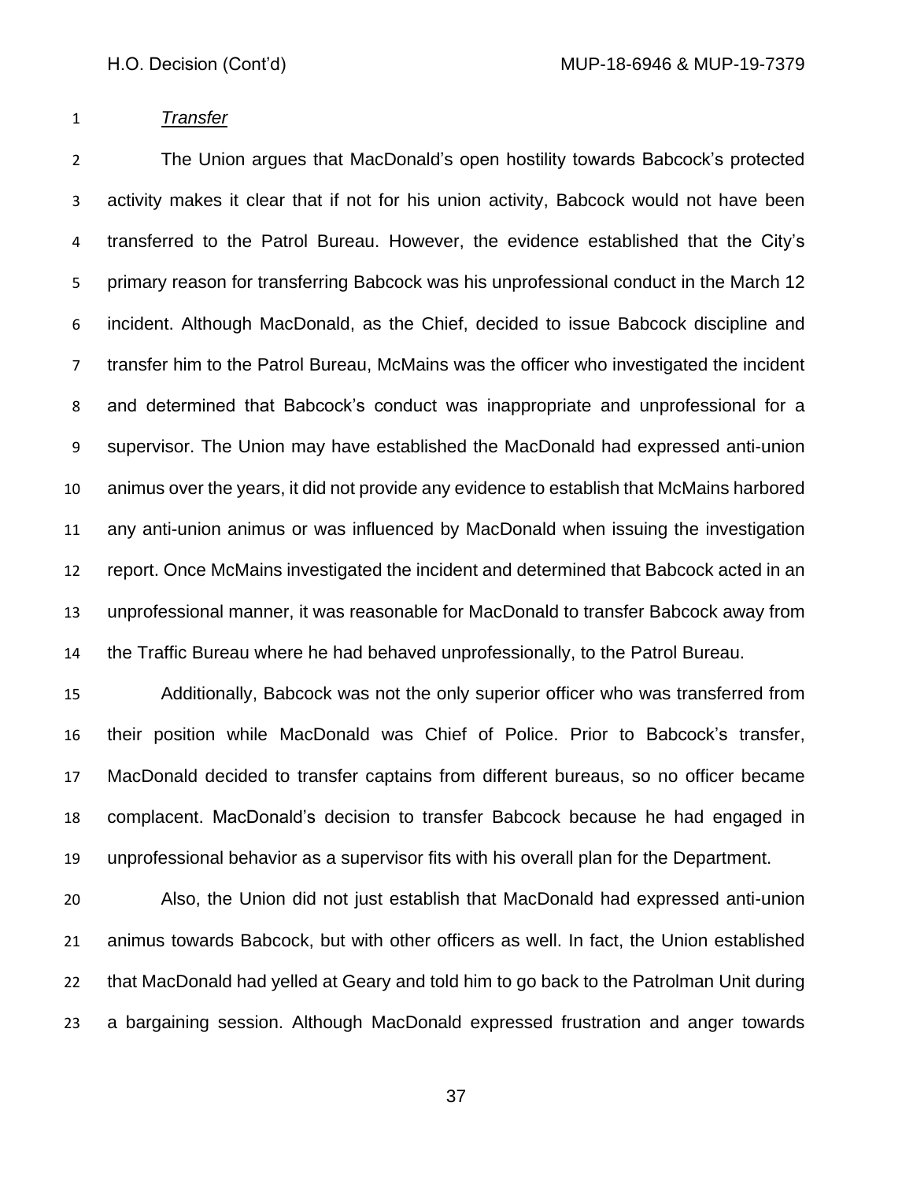*Transfer*

The Union argues that MacDonald's open hostility towards Babcock's protected activity makes it clear that if not for his union activity, Babcock would not have been transferred to the Patrol Bureau. However, the evidence established that the City's primary reason for transferring Babcock was his unprofessional conduct in the March 12 incident. Although MacDonald, as the Chief, decided to issue Babcock discipline and transfer him to the Patrol Bureau, McMains was the officer who investigated the incident and determined that Babcock's conduct was inappropriate and unprofessional for a supervisor. The Union may have established the MacDonald had expressed anti-union animus over the years, it did not provide any evidence to establish that McMains harbored any anti-union animus or was influenced by MacDonald when issuing the investigation report. Once McMains investigated the incident and determined that Babcock acted in an unprofessional manner, it was reasonable for MacDonald to transfer Babcock away from the Traffic Bureau where he had behaved unprofessionally, to the Patrol Bureau.

Additionally, Babcock was not the only superior officer who was transferred from their position while MacDonald was Chief of Police. Prior to Babcock's transfer, MacDonald decided to transfer captains from different bureaus, so no officer became complacent. MacDonald's decision to transfer Babcock because he had engaged in unprofessional behavior as a supervisor fits with his overall plan for the Department.

Also, the Union did not just establish that MacDonald had expressed anti-union animus towards Babcock, but with other officers as well. In fact, the Union established that MacDonald had yelled at Geary and told him to go back to the Patrolman Unit during a bargaining session. Although MacDonald expressed frustration and anger towards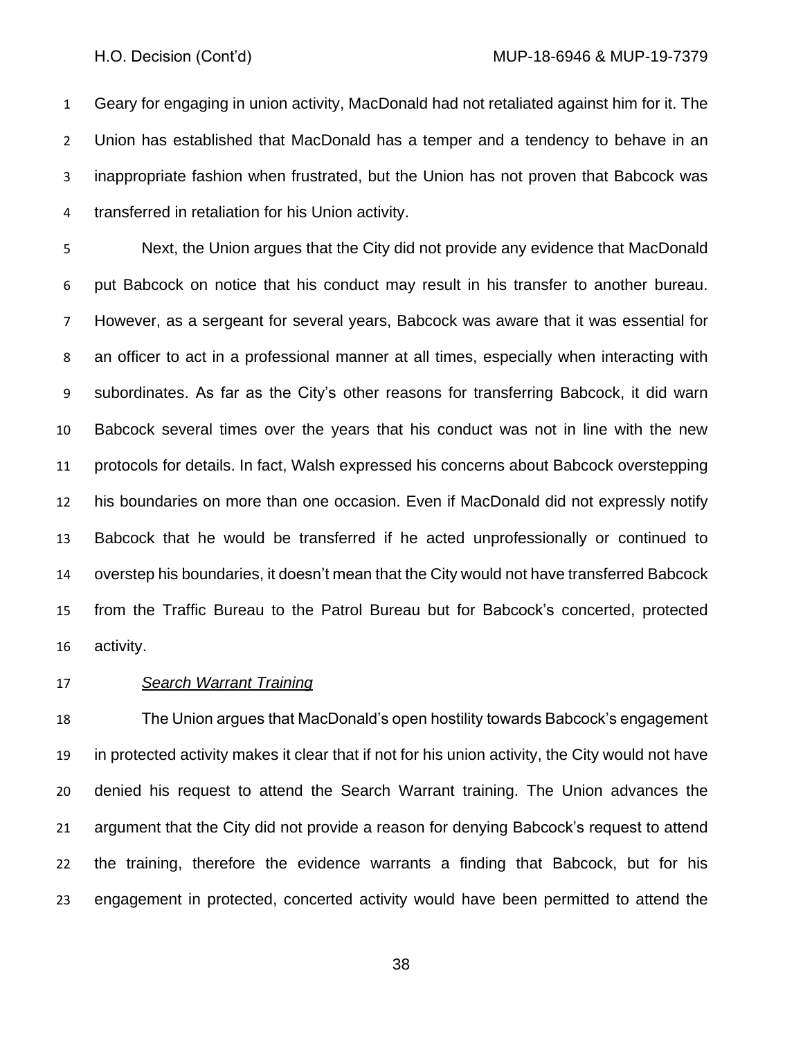Geary for engaging in union activity, MacDonald had not retaliated against him for it. The Union has established that MacDonald has a temper and a tendency to behave in an inappropriate fashion when frustrated, but the Union has not proven that Babcock was transferred in retaliation for his Union activity.

Next, the Union argues that the City did not provide any evidence that MacDonald put Babcock on notice that his conduct may result in his transfer to another bureau. However, as a sergeant for several years, Babcock was aware that it was essential for an officer to act in a professional manner at all times, especially when interacting with subordinates. As far as the City's other reasons for transferring Babcock, it did warn Babcock several times over the years that his conduct was not in line with the new protocols for details. In fact, Walsh expressed his concerns about Babcock overstepping his boundaries on more than one occasion. Even if MacDonald did not expressly notify Babcock that he would be transferred if he acted unprofessionally or continued to overstep his boundaries, it doesn't mean that the City would not have transferred Babcock from the Traffic Bureau to the Patrol Bureau but for Babcock's concerted, protected activity.

*Search Warrant Training*

The Union argues that MacDonald's open hostility towards Babcock's engagement in protected activity makes it clear that if not for his union activity, the City would not have denied his request to attend the Search Warrant training. The Union advances the argument that the City did not provide a reason for denying Babcock's request to attend the training, therefore the evidence warrants a finding that Babcock, but for his engagement in protected, concerted activity would have been permitted to attend the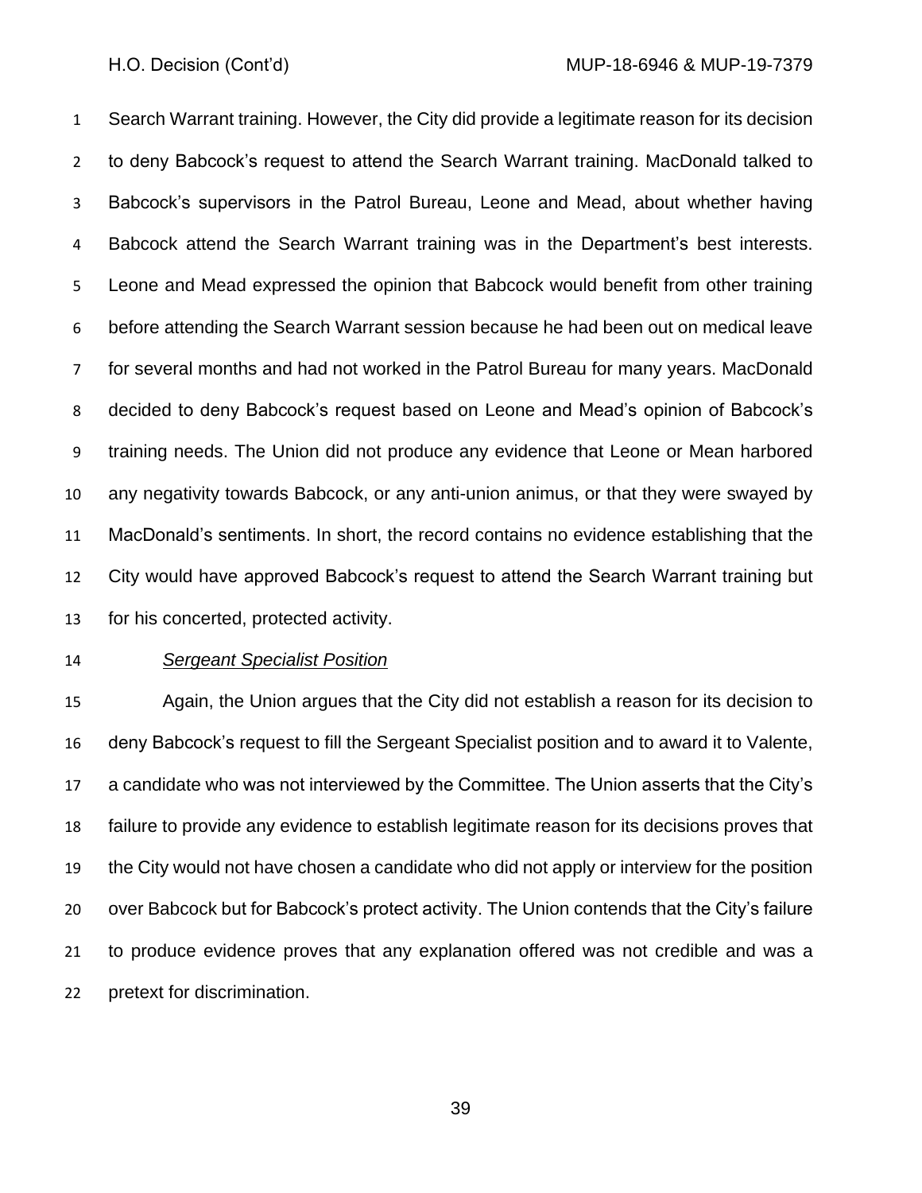Search Warrant training. However, the City did provide a legitimate reason for its decision to deny Babcock's request to attend the Search Warrant training. MacDonald talked to Babcock's supervisors in the Patrol Bureau, Leone and Mead, about whether having Babcock attend the Search Warrant training was in the Department's best interests. Leone and Mead expressed the opinion that Babcock would benefit from other training before attending the Search Warrant session because he had been out on medical leave for several months and had not worked in the Patrol Bureau for many years. MacDonald decided to deny Babcock's request based on Leone and Mead's opinion of Babcock's training needs. The Union did not produce any evidence that Leone or Mean harbored any negativity towards Babcock, or any anti-union animus, or that they were swayed by MacDonald's sentiments. In short, the record contains no evidence establishing that the City would have approved Babcock's request to attend the Search Warrant training but for his concerted, protected activity.

*Sergeant Specialist Position*

Again, the Union argues that the City did not establish a reason for its decision to deny Babcock's request to fill the Sergeant Specialist position and to award it to Valente, a candidate who was not interviewed by the Committee. The Union asserts that the City's failure to provide any evidence to establish legitimate reason for its decisions proves that the City would not have chosen a candidate who did not apply or interview for the position over Babcock but for Babcock's protect activity. The Union contends that the City's failure to produce evidence proves that any explanation offered was not credible and was a pretext for discrimination.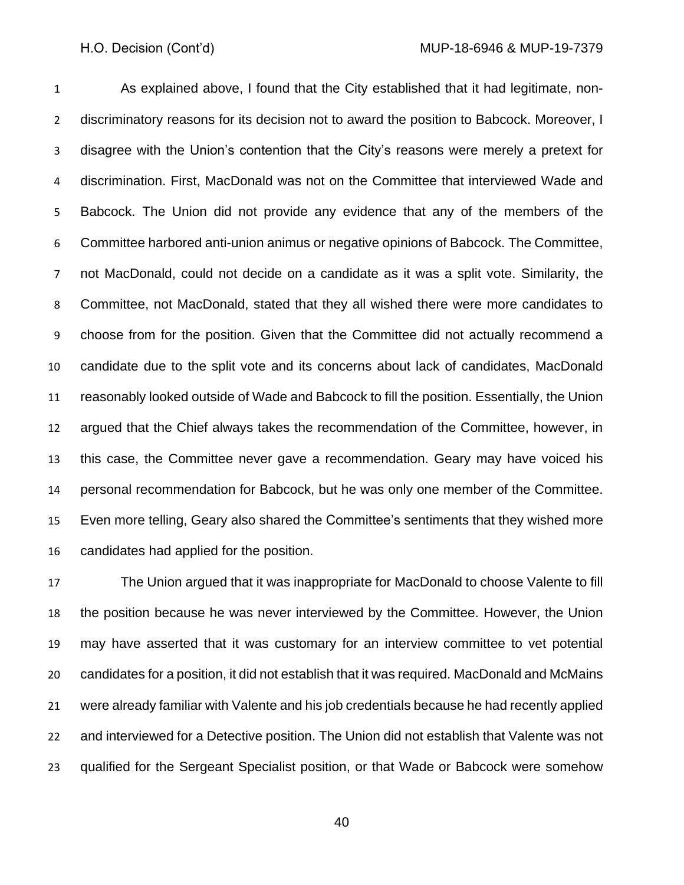As explained above, I found that the City established that it had legitimate, non-discriminatory reasons for its decision not to award the position to Babcock. Moreover, I disagree with the Union's contention that the City's reasons were merely a pretext for discrimination. First, MacDonald was not on the Committee that interviewed Wade and Babcock. The Union did not provide any evidence that any of the members of the Committee harbored anti-union animus or negative opinions of Babcock. The Committee, not MacDonald, could not decide on a candidate as it was a split vote. Similarity, the Committee, not MacDonald, stated that they all wished there were more candidates to choose from for the position. Given that the Committee did not actually recommend a candidate due to the split vote and its concerns about lack of candidates, MacDonald reasonably looked outside of Wade and Babcock to fill the position. Essentially, the Union argued that the Chief always takes the recommendation of the Committee, however, in this case, the Committee never gave a recommendation. Geary may have voiced his personal recommendation for Babcock, but he was only one member of the Committee. Even more telling, Geary also shared the Committee's sentiments that they wished more candidates had applied for the position.

The Union argued that it was inappropriate for MacDonald to choose Valente to fill the position because he was never interviewed by the Committee. However, the Union may have asserted that it was customary for an interview committee to vet potential candidates for a position, it did not establish that it was required. MacDonald and McMains were already familiar with Valente and his job credentials because he had recently applied and interviewed for a Detective position. The Union did not establish that Valente was not qualified for the Sergeant Specialist position, or that Wade or Babcock were somehow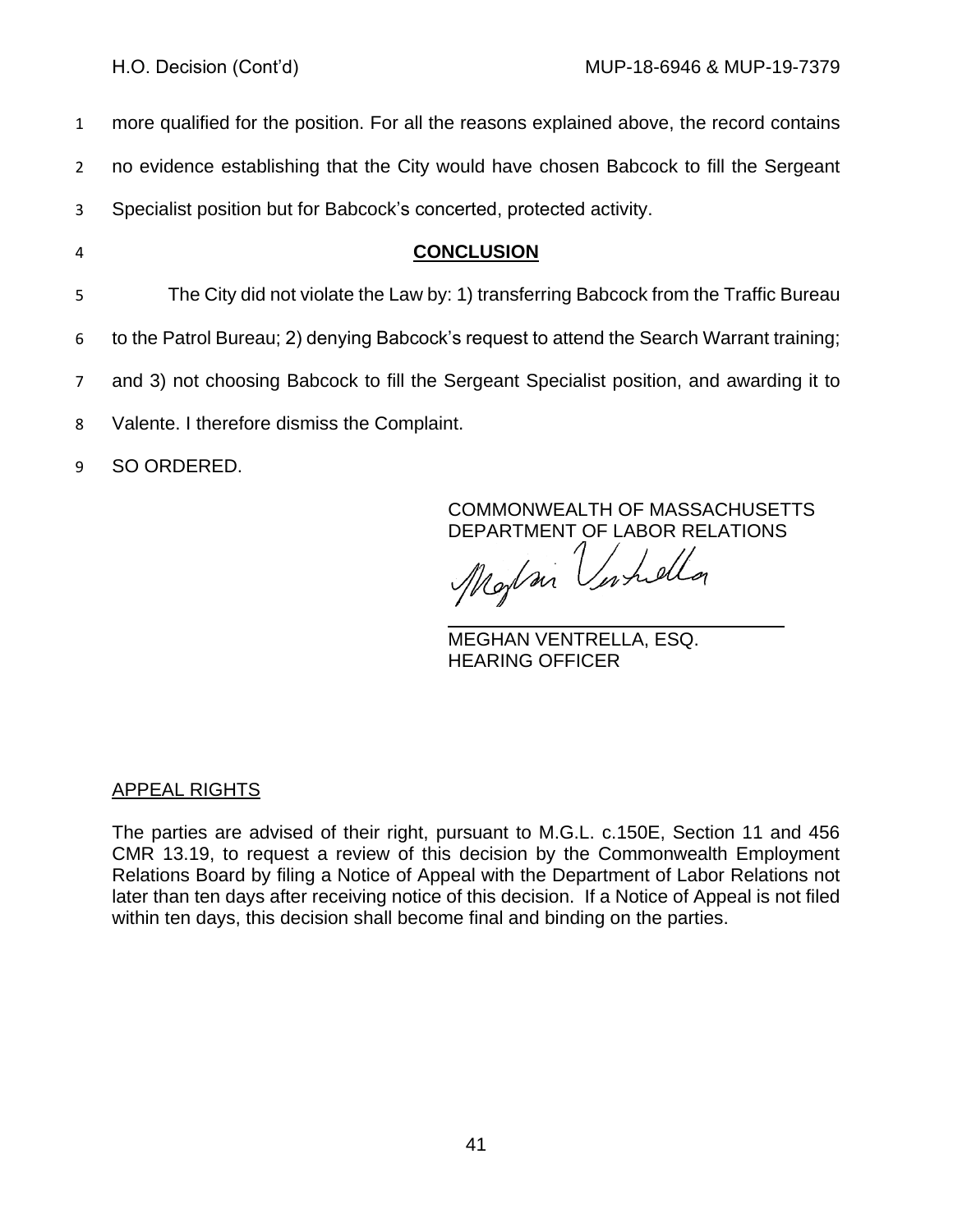more qualified for the position. For all the reasons explained above, the record contains no evidence establishing that the City would have chosen Babcock to fill the Sergeant Specialist position but for Babcock's concerted, protected activity.

## CONCLUSION

The City did not violate the Law by: 1) transferring Babcock from the Traffic Bureau to the Patrol Bureau; 2) denying Babcock's request to attend the Search Warrant training; and 3) not choosing Babcock to fill the Sergeant Specialist position, and awarding it to Valente. I therefore dismiss the Complaint.

SO ORDERED.

COMMONWEALTH OF MASSACHUSETTS
DEPARTMENT OF LABOR RELATIONS

MEGHAN VENTRELLA, ESQ.
HEARING OFFICER

APPEAL RIGHTS

The parties are advised of their right, pursuant to M.G.L. c.150E, Section 11 and 456 CMR 13.19, to request a review of this decision by the Commonwealth Employment Relations Board by filing a Notice of Appeal with the Department of Labor Relations not later than ten days after receiving notice of this decision. If a Notice of Appeal is not filed within ten days, this decision shall become final and binding on the parties.